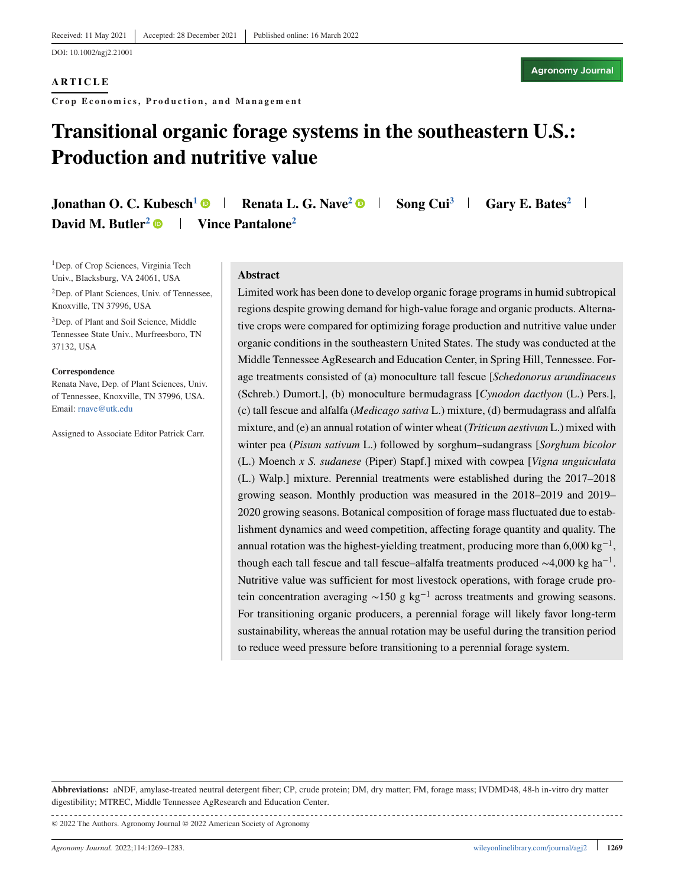Received: 11 May 2021 | Accepted: 28 December 2021 | Published online: 16 March 2022

DOI: 10.1002/agj2.21001

**ARTICLE**

**Crop Economics, Production, and Management**

# Transitional organic forage systems in the southeastern U.S.: Production and nutritive value

**Jonathan O. C. Kubesch**[1] | **Renata L. G. Nave**[2] | **Song Cui**[3] | **Gary E. Bates**[2] | **David M. Butler**[2] | **Vince Pantalone**[2]

[1]Dep. of Crop Sciences, Virginia Tech Univ., Blacksburg, VA 24061, USA

[2]Dep. of Plant Sciences, Univ. of Tennessee, Knoxville, TN 37996, USA

[3]Dep. of Plant and Soil Science, Middle Tennessee State Univ., Murfreesboro, TN 37132, USA

**Correspondence**

Renata Nave, Dep. of Plant Sciences, Univ. of Tennessee, Knoxville, TN 37996, USA.
Email: rnave@utk.edu

Assigned to Associate Editor Patrick Carr.

## Abstract

Limited work has been done to develop organic forage programs in humid subtropical regions despite growing demand for high-value forage and organic products. Alternative crops were compared for optimizing forage production and nutritive value under organic conditions in the southeastern United States. The study was conducted at the Middle Tennessee AgResearch and Education Center, in Spring Hill, Tennessee. Forage treatments consisted of (a) monoculture tall fescue [*Schedonorus arundinaceus* (Schreb.) Dumort.], (b) monoculture bermudagrass [*Cynodon dactlyon* (L.) Pers.], (c) tall fescue and alfalfa (*Medicago sativa* L.) mixture, (d) bermudagrass and alfalfa mixture, and (e) an annual rotation of winter wheat (*Triticum aestivum* L.) mixed with winter pea (*Pisum sativum* L.) followed by sorghum–sudangrass [*Sorghum bicolor* (L.) Moench *x S. sudanese* (Piper) Stapf.] mixed with cowpea [*Vigna unguiculata* (L.) Walp.] mixture. Perennial treatments were established during the 2017–2018 growing season. Monthly production was measured in the 2018–2019 and 2019–2020 growing seasons. Botanical composition of forage mass fluctuated due to establishment dynamics and weed competition, affecting forage quantity and quality. The annual rotation was the highest-yielding treatment, producing more than 6,000 kg$^{-1}$, though each tall fescue and tall fescue–alfalfa treatments produced ~4,000 kg ha$^{-1}$. Nutritive value was sufficient for most livestock operations, with forage crude protein concentration averaging ~150 g kg$^{-1}$ across treatments and growing seasons. For transitioning organic producers, a perennial forage will likely favor long-term sustainability, whereas the annual rotation may be useful during the transition period to reduce weed pressure before transitioning to a perennial forage system.

**Abbreviations:** aNDF, amylase-treated neutral detergent fiber; CP, crude protein; DM, dry matter; FM, forage mass; IVDMD48, 48-h in-vitro dry matter digestibility; MTREC, Middle Tennessee AgResearch and Education Center.

© 2022 The Authors. Agronomy Journal © 2022 American Society of Agronomy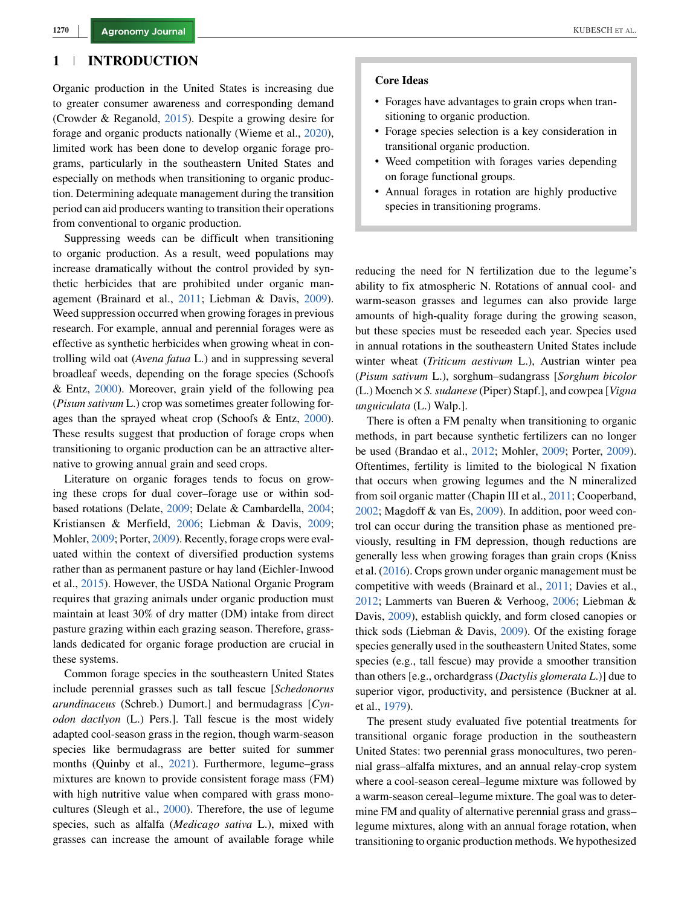# 1 INTRODUCTION

Organic production in the United States is increasing due to greater consumer awareness and corresponding demand (Crowder & Reganold, 2015). Despite a growing desire for forage and organic products nationally (Wieme et al., 2020), limited work has been done to develop organic forage programs, particularly in the southeastern United States and especially on methods when transitioning to organic production. Determining adequate management during the transition period can aid producers wanting to transition their operations from conventional to organic production.

Suppressing weeds can be difficult when transitioning to organic production. As a result, weed populations may increase dramatically without the control provided by synthetic herbicides that are prohibited under organic management (Brainard et al., 2011; Liebman & Davis, 2009). Weed suppression occurred when growing forages in previous research. For example, annual and perennial forages were as effective as synthetic herbicides when growing wheat in controlling wild oat (*Avena fatua* L.) and in suppressing several broadleaf weeds, depending on the forage species (Schoofs & Entz, 2000). Moreover, grain yield of the following pea (*Pisum sativum* L.) crop was sometimes greater following forages than the sprayed wheat crop (Schoofs & Entz, 2000). These results suggest that production of forage crops when transitioning to organic production can be an attractive alternative to growing annual grain and seed crops.

Literature on organic forages tends to focus on growing these crops for dual cover–forage use or within sod-based rotations (Delate, 2009; Delate & Cambardella, 2004; Kristiansen & Merfield, 2006; Liebman & Davis, 2009; Mohler, 2009; Porter, 2009). Recently, forage crops were evaluated within the context of diversified production systems rather than as permanent pasture or hay land (Eichler-Inwood et al., 2015). However, the USDA National Organic Program requires that grazing animals under organic production must maintain at least 30% of dry matter (DM) intake from direct pasture grazing within each grazing season. Therefore, grasslands dedicated for organic forage production are crucial in these systems.

Common forage species in the southeastern United States include perennial grasses such as tall fescue [*Schedonorus arundinaceus* (Schreb.) Dumort.] and bermudagrass [*Cynodon dactlyon* (L.) Pers.]. Tall fescue is the most widely adapted cool-season grass in the region, though warm-season species like bermudagrass are better suited for summer months (Quinby et al., 2021). Furthermore, legume–grass mixtures are known to provide consistent forage mass (FM) with high nutritive value when compared with grass monocultures (Sleugh et al., 2000). Therefore, the use of legume species, such as alfalfa (*Medicago sativa* L.), mixed with grasses can increase the amount of available forage while reducing the need for N fertilization due to the legume's ability to fix atmospheric N. Rotations of annual cool- and warm-season grasses and legumes can also provide large amounts of high-quality forage during the growing season, but these species must be reseeded each year. Species used in annual rotations in the southeastern United States include winter wheat (*Triticum aestivum* L.), Austrian winter pea (*Pisum sativum* L.), sorghum–sudangrass [*Sorghum bicolor* (L.) Moench × *S. sudanese* (Piper) Stapf.], and cowpea [*Vigna unguiculata* (L.) Walp.].

There is often a FM penalty when transitioning to organic methods, in part because synthetic fertilizers can no longer be used (Brandao et al., 2012; Mohler, 2009; Porter, 2009). Oftentimes, fertility is limited to the biological N fixation that occurs when growing legumes and the N mineralized from soil organic matter (Chapin III et al., 2011; Cooperband, 2002; Magdoff & van Es, 2009). In addition, poor weed control can occur during the transition phase as mentioned previously, resulting in FM depression, though reductions are generally less when growing forages than grain crops (Kniss et al. (2016). Crops grown under organic management must be competitive with weeds (Brainard et al., 2011; Davies et al., 2012; Lammerts van Bueren & Verhoog, 2006; Liebman & Davis, 2009), establish quickly, and form closed canopies or thick sods (Liebman & Davis, 2009). Of the existing forage species generally used in the southeastern United States, some species (e.g., tall fescue) may provide a smoother transition than others [e.g., orchardgrass (*Dactylis glomerata L.*)] due to superior vigor, productivity, and persistence (Buckner at al. et al., 1979).

The present study evaluated five potential treatments for transitional organic forage production in the southeastern United States: two perennial grass monocultures, two perennial grass–alfalfa mixtures, and an annual relay-crop system where a cool-season cereal–legume mixture was followed by a warm-season cereal–legume mixture. The goal was to determine FM and quality of alternative perennial grass and grass–legume mixtures, along with an annual forage rotation, when transitioning to organic production methods. We hypothesized

> **Core Ideas**
>
> - Forages have advantages to grain crops when transitioning to organic production.
> - Forage species selection is a key consideration in transitional organic production.
> - Weed competition with forages varies depending on forage functional groups.
> - Annual forages in rotation are highly productive species in transitioning programs.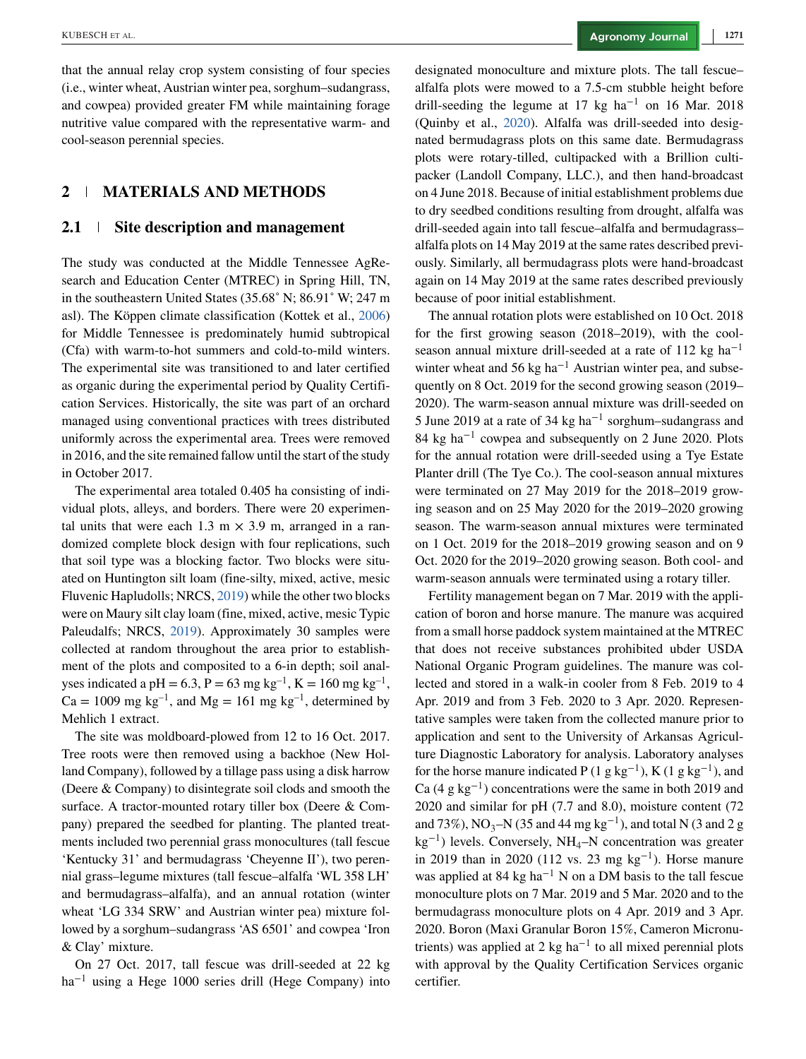that the annual relay crop system consisting of four species (i.e., winter wheat, Austrian winter pea, sorghum–sudangrass, and cowpea) provided greater FM while maintaining forage nutritive value compared with the representative warm- and cool-season perennial species.

## 2 MATERIALS AND METHODS

### 2.1 Site description and management

The study was conducted at the Middle Tennessee AgResearch and Education Center (MTREC) in Spring Hill, TN, in the southeastern United States (35.68˚ N; 86.91˚ W; 247 m asl). The Köppen climate classification (Kottek et al., 2006) for Middle Tennessee is predominately humid subtropical (Cfa) with warm-to-hot summers and cold-to-mild winters. The experimental site was transitioned to and later certified as organic during the experimental period by Quality Certification Services. Historically, the site was part of an orchard managed using conventional practices with trees distributed uniformly across the experimental area. Trees were removed in 2016, and the site remained fallow until the start of the study in October 2017.

The experimental area totaled 0.405 ha consisting of individual plots, alleys, and borders. There were 20 experimental units that were each 1.3 m × 3.9 m, arranged in a randomized complete block design with four replications, such that soil type was a blocking factor. Two blocks were situated on Huntington silt loam (fine-silty, mixed, active, mesic Fluvenic Hapludolls; NRCS, 2019) while the other two blocks were on Maury silt clay loam (fine, mixed, active, mesic Typic Paleudalfs; NRCS, 2019). Approximately 30 samples were collected at random throughout the area prior to establishment of the plots and composited to a 6-in depth; soil analyses indicated a pH = 6.3, P = 63 mg kg$^{-1}$, K = 160 mg kg$^{-1}$, Ca = 1009 mg kg$^{-1}$, and Mg = 161 mg kg$^{-1}$, determined by Mehlich 1 extract.

The site was moldboard-plowed from 12 to 16 Oct. 2017. Tree roots were then removed using a backhoe (New Holland Company), followed by a tillage pass using a disk harrow (Deere & Company) to disintegrate soil clods and smooth the surface. A tractor-mounted rotary tiller box (Deere & Company) prepared the seedbed for planting. The planted treatments included two perennial grass monocultures (tall fescue 'Kentucky 31' and bermudagrass 'Cheyenne II'), two perennial grass–legume mixtures (tall fescue–alfalfa 'WL 358 LH' and bermudagrass–alfalfa), and an annual rotation (winter wheat 'LG 334 SRW' and Austrian winter pea) mixture followed by a sorghum–sudangrass 'AS 6501' and cowpea 'Iron & Clay' mixture.

On 27 Oct. 2017, tall fescue was drill-seeded at 22 kg ha$^{-1}$ using a Hege 1000 series drill (Hege Company) into designated monoculture and mixture plots. The tall fescue–alfalfa plots were mowed to a 7.5-cm stubble height before drill-seeding the legume at 17 kg ha$^{-1}$ on 16 Mar. 2018 (Quinby et al., 2020). Alfalfa was drill-seeded into designated bermudagrass plots on this same date. Bermudagrass plots were rotary-tilled, cultipacked with a Brillion cultipacker (Landoll Company, LLC.), and then hand-broadcast on 4 June 2018. Because of initial establishment problems due to dry seedbed conditions resulting from drought, alfalfa was drill-seeded again into tall fescue–alfalfa and bermudagrass–alfalfa plots on 14 May 2019 at the same rates described previously. Similarly, all bermudagrass plots were hand-broadcast again on 14 May 2019 at the same rates described previously because of poor initial establishment.

The annual rotation plots were established on 10 Oct. 2018 for the first growing season (2018–2019), with the cool-season annual mixture drill-seeded at a rate of 112 kg ha$^{-1}$ winter wheat and 56 kg ha$^{-1}$ Austrian winter pea, and subsequently on 8 Oct. 2019 for the second growing season (2019–2020). The warm-season annual mixture was drill-seeded on 5 June 2019 at a rate of 34 kg ha$^{-1}$ sorghum–sudangrass and 84 kg ha$^{-1}$ cowpea and subsequently on 2 June 2020. Plots for the annual rotation were drill-seeded using a Tye Estate Planter drill (The Tye Co.). The cool-season annual mixtures were terminated on 27 May 2019 for the 2018–2019 growing season and on 25 May 2020 for the 2019–2020 growing season. The warm-season annual mixtures were terminated on 1 Oct. 2019 for the 2018–2019 growing season and on 9 Oct. 2020 for the 2019–2020 growing season. Both cool- and warm-season annuals were terminated using a rotary tiller.

Fertility management began on 7 Mar. 2019 with the application of boron and horse manure. The manure was acquired from a small horse paddock system maintained at the MTREC that does not receive substances prohibited ubder USDA National Organic Program guidelines. The manure was collected and stored in a walk-in cooler from 8 Feb. 2019 to 4 Apr. 2019 and from 3 Feb. 2020 to 3 Apr. 2020. Representative samples were taken from the collected manure prior to application and sent to the University of Arkansas Agriculture Diagnostic Laboratory for analysis. Laboratory analyses for the horse manure indicated P (1 g kg$^{-1}$), K (1 g kg$^{-1}$), and Ca (4 g kg$^{-1}$) concentrations were the same in both 2019 and 2020 and similar for pH (7.7 and 8.0), moisture content (72 and 73%), $NO_3$–N (35 and 44 mg kg$^{-1}$), and total N (3 and 2 g kg$^{-1}$) levels. Conversely, $NH_4$–N concentration was greater in 2019 than in 2020 (112 vs. 23 mg kg$^{-1}$). Horse manure was applied at 84 kg ha$^{-1}$ N on a DM basis to the tall fescue monoculture plots on 7 Mar. 2019 and 5 Mar. 2020 and to the bermudagrass monoculture plots on 4 Apr. 2019 and 3 Apr. 2020. Boron (Maxi Granular Boron 15%, Cameron Micronutrients) was applied at 2 kg ha$^{-1}$ to all mixed perennial plots with approval by the Quality Certification Services organic certifier.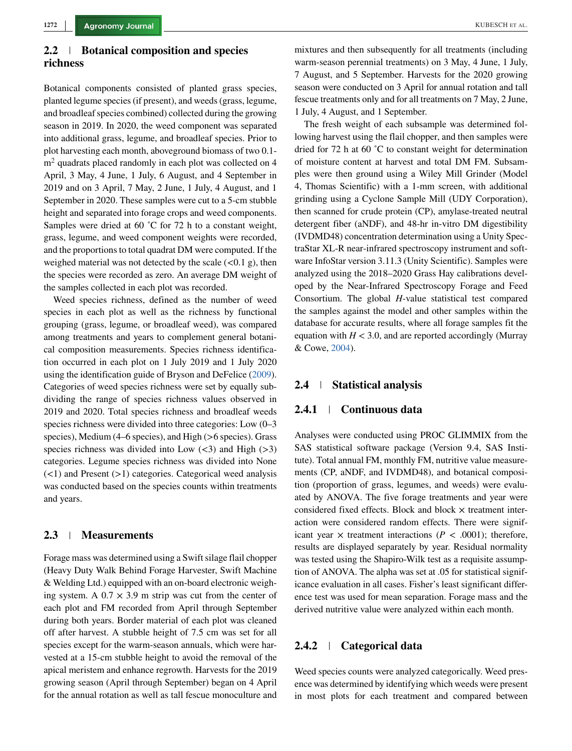## 2.2 | Botanical composition and species richness

Botanical components consisted of planted grass species, planted legume species (if present), and weeds (grass, legume, and broadleaf species combined) collected during the growing season in 2019. In 2020, the weed component was separated into additional grass, legume, and broadleaf species. Prior to plot harvesting each month, aboveground biomass of two 0.1-$m^2$ quadrats placed randomly in each plot was collected on 4 April, 3 May, 4 June, 1 July, 6 August, and 4 September in 2019 and on 3 April, 7 May, 2 June, 1 July, 4 August, and 1 September in 2020. These samples were cut to a 5-cm stubble height and separated into forage crops and weed components. Samples were dried at 60 ˚C for 72 h to a constant weight, grass, legume, and weed component weights were recorded, and the proportions to total quadrat DM were computed. If the weighed material was not detected by the scale (<0.1 g), then the species were recorded as zero. An average DM weight of the samples collected in each plot was recorded.

Weed species richness, defined as the number of weed species in each plot as well as the richness by functional grouping (grass, legume, or broadleaf weed), was compared among treatments and years to complement general botanical composition measurements. Species richness identification occurred in each plot on 1 July 2019 and 1 July 2020 using the identification guide of Bryson and DeFelice (2009). Categories of weed species richness were set by equally subdividing the range of species richness values observed in 2019 and 2020. Total species richness and broadleaf weeds species richness were divided into three categories: Low (0–3 species), Medium (4–6 species), and High (>6 species). Grass species richness was divided into Low (<3) and High (>3) categories. Legume species richness was divided into None (<1) and Present (>1) categories. Categorical weed analysis was conducted based on the species counts within treatments and years.

## 2.3 | Measurements

Forage mass was determined using a Swift silage flail chopper (Heavy Duty Walk Behind Forage Harvester, Swift Machine & Welding Ltd.) equipped with an on-board electronic weighing system. A 0.7 × 3.9 m strip was cut from the center of each plot and FM recorded from April through September during both years. Border material of each plot was cleaned off after harvest. A stubble height of 7.5 cm was set for all species except for the warm-season annuals, which were harvested at a 15-cm stubble height to avoid the removal of the apical meristem and enhance regrowth. Harvests for the 2019 growing season (April through September) began on 4 April for the annual rotation as well as tall fescue monoculture and mixtures and then subsequently for all treatments (including warm-season perennial treatments) on 3 May, 4 June, 1 July, 7 August, and 5 September. Harvests for the 2020 growing season were conducted on 3 April for annual rotation and tall fescue treatments only and for all treatments on 7 May, 2 June, 1 July, 4 August, and 1 September.

The fresh weight of each subsample was determined following harvest using the flail chopper, and then samples were dried for 72 h at 60 ˚C to constant weight for determination of moisture content at harvest and total DM FM. Subsamples were then ground using a Wiley Mill Grinder (Model 4, Thomas Scientific) with a 1-mm screen, with additional grinding using a Cyclone Sample Mill (UDY Corporation), then scanned for crude protein (CP), amylase-treated neutral detergent fiber (aNDF), and 48-hr in-vitro DM digestibility (IVDMD48) concentration determination using a Unity SpectraStar XL-R near-infrared spectroscopy instrument and software InfoStar version 3.11.3 (Unity Scientific). Samples were analyzed using the 2018–2020 Grass Hay calibrations developed by the Near-Infrared Spectroscopy Forage and Feed Consortium. The global *H*-value statistical test compared the samples against the model and other samples within the database for accurate results, where all forage samples fit the equation with $H < 3.0$, and are reported accordingly (Murray & Cowe, 2004).

## 2.4 | Statistical analysis

### 2.4.1 | Continuous data

Analyses were conducted using PROC GLIMMIX from the SAS statistical software package (Version 9.4, SAS Institute). Total annual FM, monthly FM, nutritive value measurements (CP, aNDF, and IVDMD48), and botanical composition (proportion of grass, legumes, and weeds) were evaluated by ANOVA. The five forage treatments and year were considered fixed effects. Block and block × treatment interaction were considered random effects. There were significant year × treatment interactions ($P < .0001$); therefore, results are displayed separately by year. Residual normality was tested using the Shapiro-Wilk test as a requisite assumption of ANOVA. The alpha was set at .05 for statistical significance evaluation in all cases. Fisher's least significant difference test was used for mean separation. Forage mass and the derived nutritive value were analyzed within each month.

### 2.4.2 | Categorical data

Weed species counts were analyzed categorically. Weed presence was determined by identifying which weeds were present in most plots for each treatment and compared between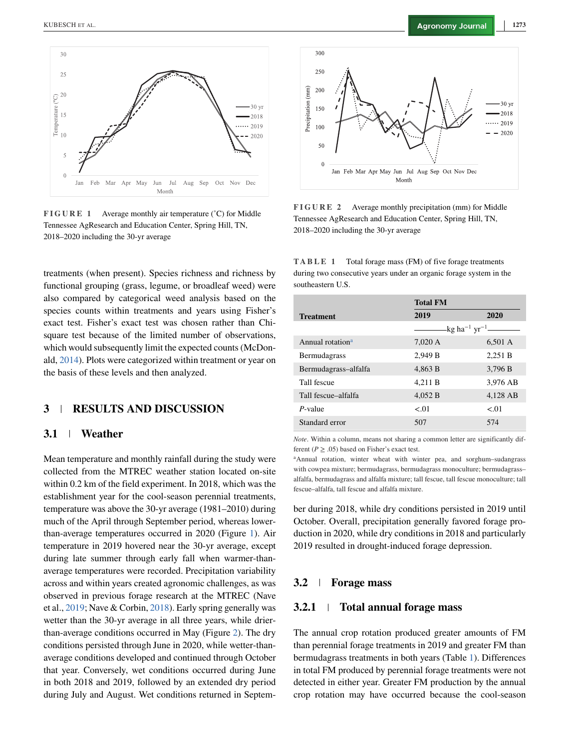FIGURE 1 Average monthly air temperature (°C) for Middle Tennessee AgResearch and Education Center, Spring Hill, TN, 2018–2020 including the 30-yr average

FIGURE 2 Average monthly precipitation (mm) for Middle Tennessee AgResearch and Education Center, Spring Hill, TN, 2018–2020 including the 30-yr average

treatments (when present). Species richness and richness by functional grouping (grass, legume, or broadleaf weed) were also compared by categorical weed analysis based on the species counts within treatments and years using Fisher's exact test. Fisher's exact test was chosen rather than Chi-square test because of the limited number of observations, which would subsequently limit the expected counts (McDonald, 2014). Plots were categorized within treatment or year on the basis of these levels and then analyzed.

## 3 | RESULTS AND DISCUSSION

### 3.1 | Weather

Mean temperature and monthly rainfall during the study were collected from the MTREC weather station located on-site within 0.2 km of the field experiment. In 2018, which was the establishment year for the cool-season perennial treatments, temperature was above the 30-yr average (1981–2010) during much of the April through September period, whereas lower-than-average temperatures occurred in 2020 (Figure 1). Air temperature in 2019 hovered near the 30-yr average, except during late summer through early fall when warmer-than-average temperatures were recorded. Precipitation variability across and within years created agronomic challenges, as was observed in previous forage research at the MTREC (Nave et al., 2019; Nave & Corbin, 2018). Early spring generally was wetter than the 30-yr average in all three years, while drier-than-average conditions occurred in May (Figure 2). The dry conditions persisted through June in 2020, while wetter-than-average conditions developed and continued through October that year. Conversely, wet conditions occurred during June in both 2018 and 2019, followed by an extended dry period during July and August. Wet conditions returned in September during 2018, while dry conditions persisted in 2019 until October. Overall, precipitation generally favored forage production in 2020, while dry conditions in 2018 and particularly 2019 resulted in drought-induced forage depression.

TABLE 1 Total forage mass (FM) of five forage treatments during two consecutive years under an organic forage system in the southeastern U.S.

| Treatment | Total FM 2019 | Total FM 2020 |
|---|---|---|
| | kg ha$^{-1}$ yr$^{-1}$ | |
| Annual rotation[a] | 7,020 A | 6,501 A |
| Bermudagrass | 2,949 B | 2,251 B |
| Bermudagrass–alfalfa | 4,863 B | 3,796 B |
| Tall fescue | 4,211 B | 3,976 AB |
| Tall fescue–alfalfa | 4,052 B | 4,128 AB |
| *P*-value | <.01 | <.01 |
| Standard error | 507 | 574 |

*Note*. Within a column, means not sharing a common letter are significantly different ($P \geq .05$) based on Fisher's exact test.

[a]Annual rotation, winter wheat with winter pea, and sorghum–sudangrass with cowpea mixture; bermudagrass, bermudagrass monoculture; bermudagrass–alfalfa, bermudagrass and alfalfa mixture; tall fescue, tall fescue monoculture; tall fescue–alfalfa, tall fescue and alfalfa mixture.

### 3.2 | Forage mass

#### 3.2.1 | Total annual forage mass

The annual crop rotation produced greater amounts of FM than perennial forage treatments in 2019 and greater FM than bermudagrass treatments in both years (Table 1). Differences in total FM produced by perennial forage treatments were not detected in either year. Greater FM production by the annual crop rotation may have occurred because the cool-season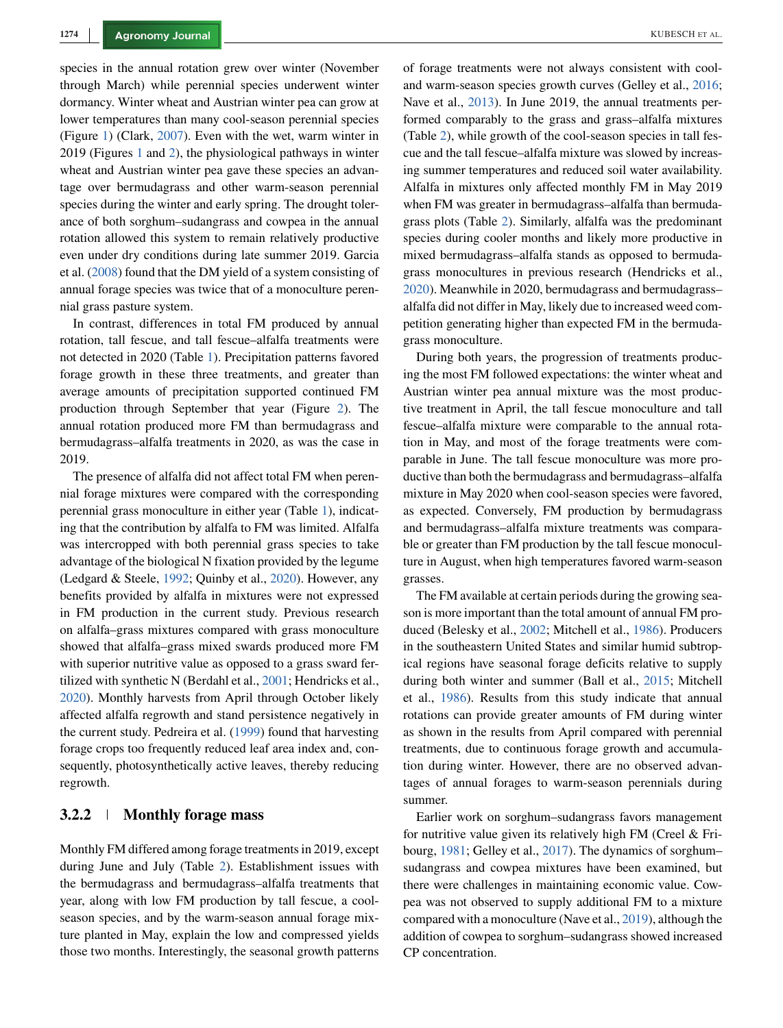species in the annual rotation grew over winter (November through March) while perennial species underwent winter dormancy. Winter wheat and Austrian winter pea can grow at lower temperatures than many cool-season perennial species (Figure 1) (Clark, 2007). Even with the wet, warm winter in 2019 (Figures 1 and 2), the physiological pathways in winter wheat and Austrian winter pea gave these species an advantage over bermudagrass and other warm-season perennial species during the winter and early spring. The drought tolerance of both sorghum–sudangrass and cowpea in the annual rotation allowed this system to remain relatively productive even under dry conditions during late summer 2019. Garcia et al. (2008) found that the DM yield of a system consisting of annual forage species was twice that of a monoculture perennial grass pasture system.

In contrast, differences in total FM produced by annual rotation, tall fescue, and tall fescue–alfalfa treatments were not detected in 2020 (Table 1). Precipitation patterns favored forage growth in these three treatments, and greater than average amounts of precipitation supported continued FM production through September that year (Figure 2). The annual rotation produced more FM than bermudagrass and bermudagrass–alfalfa treatments in 2020, as was the case in 2019.

The presence of alfalfa did not affect total FM when perennial forage mixtures were compared with the corresponding perennial grass monoculture in either year (Table 1), indicating that the contribution by alfalfa to FM was limited. Alfalfa was intercropped with both perennial grass species to take advantage of the biological N fixation provided by the legume (Ledgard & Steele, 1992; Quinby et al., 2020). However, any benefits provided by alfalfa in mixtures were not expressed in FM production in the current study. Previous research on alfalfa–grass mixtures compared with grass monoculture showed that alfalfa–grass mixed swards produced more FM with superior nutritive value as opposed to a grass sward fertilized with synthetic N (Berdahl et al., 2001; Hendricks et al., 2020). Monthly harvests from April through October likely affected alfalfa regrowth and stand persistence negatively in the current study. Pedreira et al. (1999) found that harvesting forage crops too frequently reduced leaf area index and, consequently, photosynthetically active leaves, thereby reducing regrowth.

### 3.2.2 | Monthly forage mass

Monthly FM differed among forage treatments in 2019, except during June and July (Table 2). Establishment issues with the bermudagrass and bermudagrass–alfalfa treatments that year, along with low FM production by tall fescue, a cool-season species, and by the warm-season annual forage mixture planted in May, explain the low and compressed yields those two months. Interestingly, the seasonal growth patterns of forage treatments were not always consistent with cool- and warm-season species growth curves (Gelley et al., 2016; Nave et al., 2013). In June 2019, the annual treatments performed comparably to the grass and grass–alfalfa mixtures (Table 2), while growth of the cool-season species in tall fescue and the tall fescue–alfalfa mixture was slowed by increasing summer temperatures and reduced soil water availability. Alfalfa in mixtures only affected monthly FM in May 2019 when FM was greater in bermudagrass–alfalfa than bermudagrass plots (Table 2). Similarly, alfalfa was the predominant species during cooler months and likely more productive in mixed bermudagrass–alfalfa stands as opposed to bermudagrass monocultures in previous research (Hendricks et al., 2020). Meanwhile in 2020, bermudagrass and bermudagrass–alfalfa did not differ in May, likely due to increased weed competition generating higher than expected FM in the bermudagrass monoculture.

During both years, the progression of treatments producing the most FM followed expectations: the winter wheat and Austrian winter pea annual mixture was the most productive treatment in April, the tall fescue monoculture and tall fescue–alfalfa mixture were comparable to the annual rotation in May, and most of the forage treatments were comparable in June. The tall fescue monoculture was more productive than both the bermudagrass and bermudagrass–alfalfa mixture in May 2020 when cool-season species were favored, as expected. Conversely, FM production by bermudagrass and bermudagrass–alfalfa mixture treatments was comparable or greater than FM production by the tall fescue monoculture in August, when high temperatures favored warm-season grasses.

The FM available at certain periods during the growing season is more important than the total amount of annual FM produced (Belesky et al., 2002; Mitchell et al., 1986). Producers in the southeastern United States and similar humid subtropical regions have seasonal forage deficits relative to supply during both winter and summer (Ball et al., 2015; Mitchell et al., 1986). Results from this study indicate that annual rotations can provide greater amounts of FM during winter as shown in the results from April compared with perennial treatments, due to continuous forage growth and accumulation during winter. However, there are no observed advantages of annual forages to warm-season perennials during summer.

Earlier work on sorghum–sudangrass favors management for nutritive value given its relatively high FM (Creel & Fribourg, 1981; Gelley et al., 2017). The dynamics of sorghum–sudangrass and cowpea mixtures have been examined, but there were challenges in maintaining economic value. Cowpea was not observed to supply additional FM to a mixture compared with a monoculture (Nave et al., 2019), although the addition of cowpea to sorghum–sudangrass showed increased CP concentration.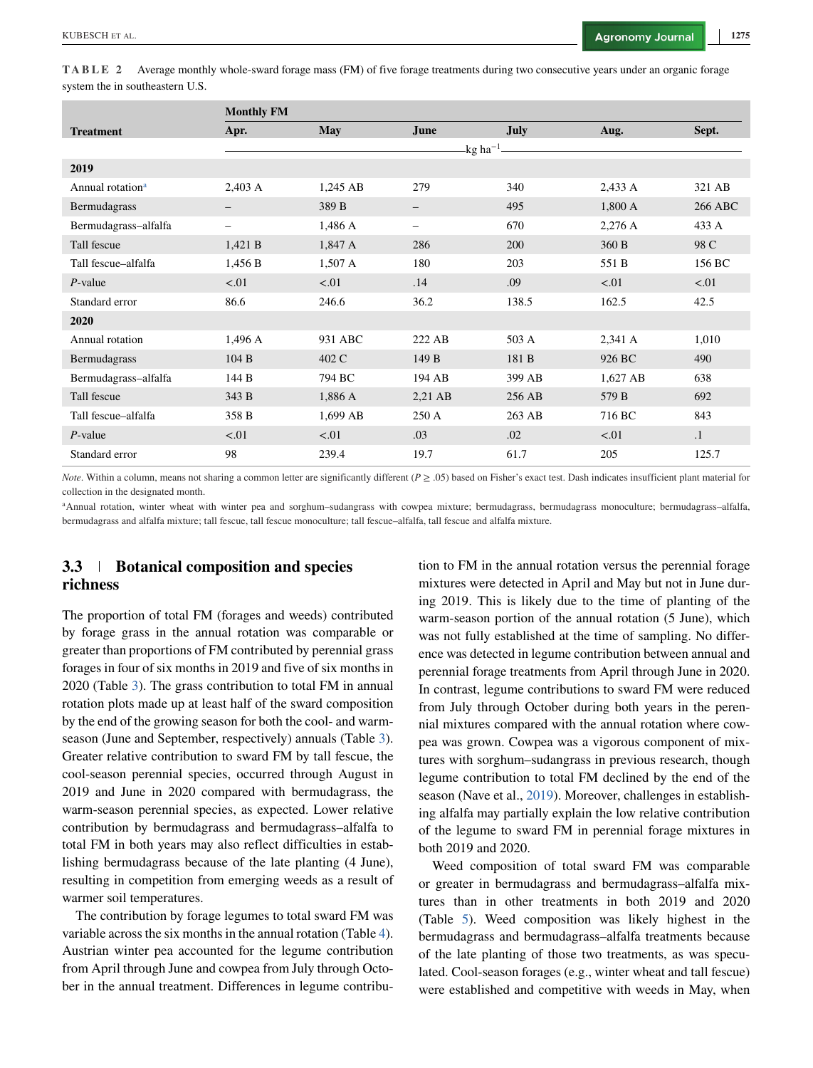**TABLE 2** Average monthly whole-sward forage mass (FM) of five forage treatments during two consecutive years under an organic forage system the in southeastern U.S.

| Treatment | Monthly FM | | | | | |
|---|---|---|---|---|---|---|
| | Apr. | May | June | July | Aug. | Sept. |
| | kg ha$^{-1}$ | | | | | |
| **2019** | | | | | | |
| Annual rotation[a] | 2,403 A | 1,245 AB | 279 | 340 | 2,433 A | 321 AB |
| Bermudagrass | – | 389 B | – | 495 | 1,800 A | 266 ABC |
| Bermudagrass–alfalfa | – | 1,486 A | – | 670 | 2,276 A | 433 A |
| Tall fescue | 1,421 B | 1,847 A | 286 | 200 | 360 B | 98 C |
| Tall fescue–alfalfa | 1,456 B | 1,507 A | 180 | 203 | 551 B | 156 BC |
| *P*-value | <.01 | <.01 | .14 | .09 | <.01 | <.01 |
| Standard error | 86.6 | 246.6 | 36.2 | 138.5 | 162.5 | 42.5 |
| **2020** | | | | | | |
| Annual rotation | 1,496 A | 931 ABC | 222 AB | 503 A | 2,341 A | 1,010 |
| Bermudagrass | 104 B | 402 C | 149 B | 181 B | 926 BC | 490 |
| Bermudagrass–alfalfa | 144 B | 794 BC | 194 AB | 399 AB | 1,627 AB | 638 |
| Tall fescue | 343 B | 1,886 A | 2,21 AB | 256 AB | 579 B | 692 |
| Tall fescue–alfalfa | 358 B | 1,699 AB | 250 A | 263 AB | 716 BC | 843 |
| *P*-value | <.01 | <.01 | .03 | .02 | <.01 | .1 |
| Standard error | 98 | 239.4 | 19.7 | 61.7 | 205 | 125.7 |

*Note*. Within a column, means not sharing a common letter are significantly different ($P \geq .05$) based on Fisher's exact test. Dash indicates insufficient plant material for collection in the designated month.

[a]Annual rotation, winter wheat with winter pea and sorghum–sudangrass with cowpea mixture; bermudagrass, bermudagrass monoculture; bermudagrass–alfalfa, bermudagrass and alfalfa mixture; tall fescue, tall fescue monoculture; tall fescue–alfalfa, tall fescue and alfalfa mixture.

### 3.3 | Botanical composition and species richness

The proportion of total FM (forages and weeds) contributed by forage grass in the annual rotation was comparable or greater than proportions of FM contributed by perennial grass forages in four of six months in 2019 and five of six months in 2020 (Table 3). The grass contribution to total FM in annual rotation plots made up at least half of the sward composition by the end of the growing season for both the cool- and warm-season (June and September, respectively) annuals (Table 3). Greater relative contribution to sward FM by tall fescue, the cool-season perennial species, occurred through August in 2019 and June in 2020 compared with bermudagrass, the warm-season perennial species, as expected. Lower relative contribution by bermudagrass and bermudagrass–alfalfa to total FM in both years may also reflect difficulties in establishing bermudagrass because of the late planting (4 June), resulting in competition from emerging weeds as a result of warmer soil temperatures.

The contribution by forage legumes to total sward FM was variable across the six months in the annual rotation (Table 4). Austrian winter pea accounted for the legume contribution from April through June and cowpea from July through October in the annual treatment. Differences in legume contribution to FM in the annual rotation versus the perennial forage mixtures were detected in April and May but not in June during 2019. This is likely due to the time of planting of the warm-season portion of the annual rotation (5 June), which was not fully established at the time of sampling. No difference was detected in legume contribution between annual and perennial forage treatments from April through June in 2020. In contrast, legume contributions to sward FM were reduced from July through October during both years in the perennial mixtures compared with the annual rotation where cowpea was grown. Cowpea was a vigorous component of mixtures with sorghum–sudangrass in previous research, though legume contribution to total FM declined by the end of the season (Nave et al., 2019). Moreover, challenges in establishing alfalfa may partially explain the low relative contribution of the legume to sward FM in perennial forage mixtures in both 2019 and 2020.

Weed composition of total sward FM was comparable or greater in bermudagrass and bermudagrass–alfalfa mixtures than in other treatments in both 2019 and 2020 (Table 5). Weed composition was likely highest in the bermudagrass and bermudagrass–alfalfa treatments because of the late planting of those two treatments, as was speculated. Cool-season forages (e.g., winter wheat and tall fescue) were established and competitive with weeds in May, when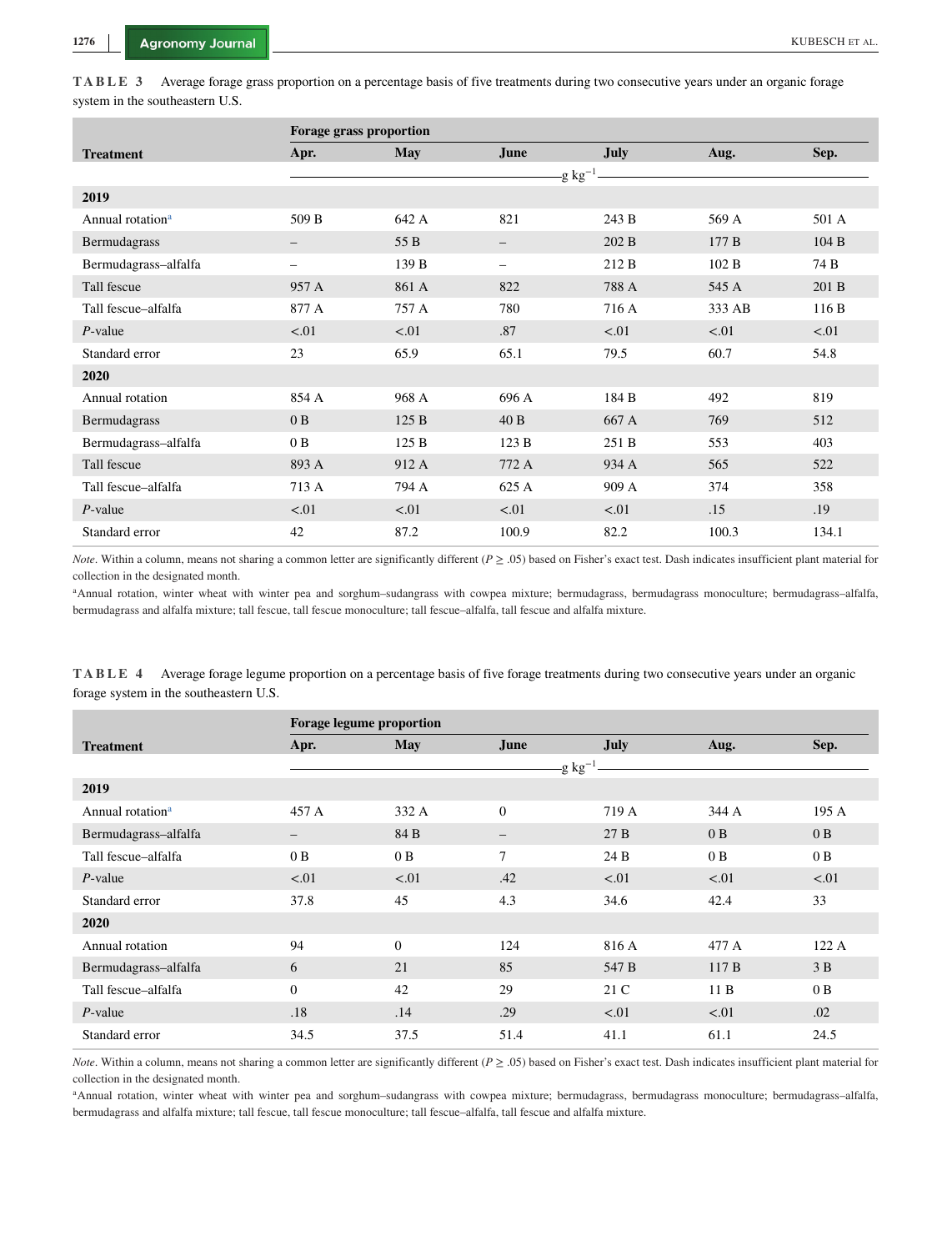**TABLE 3** Average forage grass proportion on a percentage basis of five treatments during two consecutive years under an organic forage system in the southeastern U.S.

| Treatment | Forage grass proportion | | | | | |
|---|---|---|---|---|---|---|
| | Apr. | May | June | July | Aug. | Sep. |
| | g kg$^{-1}$ | | | | | |
| **2019** | | | | | | |
| Annual rotation[a] | 509 B | 642 A | 821 | 243 B | 569 A | 501 A |
| Bermudagrass | – | 55 B | – | 202 B | 177 B | 104 B |
| Bermudagrass–alfalfa | – | 139 B | – | 212 B | 102 B | 74 B |
| Tall fescue | 957 A | 861 A | 822 | 788 A | 545 A | 201 B |
| Tall fescue–alfalfa | 877 A | 757 A | 780 | 716 A | 333 AB | 116 B |
| *P*-value | <.01 | <.01 | .87 | <.01 | <.01 | <.01 |
| Standard error | 23 | 65.9 | 65.1 | 79.5 | 60.7 | 54.8 |
| **2020** | | | | | | |
| Annual rotation | 854 A | 968 A | 696 A | 184 B | 492 | 819 |
| Bermudagrass | 0 B | 125 B | 40 B | 667 A | 769 | 512 |
| Bermudagrass–alfalfa | 0 B | 125 B | 123 B | 251 B | 553 | 403 |
| Tall fescue | 893 A | 912 A | 772 A | 934 A | 565 | 522 |
| Tall fescue–alfalfa | 713 A | 794 A | 625 A | 909 A | 374 | 358 |
| *P*-value | <.01 | <.01 | <.01 | <.01 | .15 | .19 |
| Standard error | 42 | 87.2 | 100.9 | 82.2 | 100.3 | 134.1 |

*Note*. Within a column, means not sharing a common letter are significantly different ($P \geq .05$) based on Fisher's exact test. Dash indicates insufficient plant material for collection in the designated month.

[a]Annual rotation, winter wheat with winter pea and sorghum–sudangrass with cowpea mixture; bermudagrass, bermudagrass monoculture; bermudagrass–alfalfa, bermudagrass and alfalfa mixture; tall fescue, tall fescue monoculture; tall fescue–alfalfa, tall fescue and alfalfa mixture.

**TABLE 4** Average forage legume proportion on a percentage basis of five forage treatments during two consecutive years under an organic forage system in the southeastern U.S.

| Treatment | Forage legume proportion | | | | | |
|---|---|---|---|---|---|---|
| | Apr. | May | June | July | Aug. | Sep. |
| | g kg$^{-1}$ | | | | | |
| **2019** | | | | | | |
| Annual rotation[a] | 457 A | 332 A | 0 | 719 A | 344 A | 195 A |
| Bermudagrass–alfalfa | – | 84 B | – | 27 B | 0 B | 0 B |
| Tall fescue–alfalfa | 0 B | 0 B | 7 | 24 B | 0 B | 0 B |
| *P*-value | <.01 | <.01 | .42 | <.01 | <.01 | <.01 |
| Standard error | 37.8 | 45 | 4.3 | 34.6 | 42.4 | 33 |
| **2020** | | | | | | |
| Annual rotation | 94 | 0 | 124 | 816 A | 477 A | 122 A |
| Bermudagrass–alfalfa | 6 | 21 | 85 | 547 B | 117 B | 3 B |
| Tall fescue–alfalfa | 0 | 42 | 29 | 21 C | 11 B | 0 B |
| *P*-value | .18 | .14 | .29 | <.01 | <.01 | .02 |
| Standard error | 34.5 | 37.5 | 51.4 | 41.1 | 61.1 | 24.5 |

*Note*. Within a column, means not sharing a common letter are significantly different ($P \geq .05$) based on Fisher's exact test. Dash indicates insufficient plant material for collection in the designated month.

[a]Annual rotation, winter wheat with winter pea and sorghum–sudangrass with cowpea mixture; bermudagrass, bermudagrass monoculture; bermudagrass–alfalfa, bermudagrass and alfalfa mixture; tall fescue, tall fescue monoculture; tall fescue–alfalfa, tall fescue and alfalfa mixture.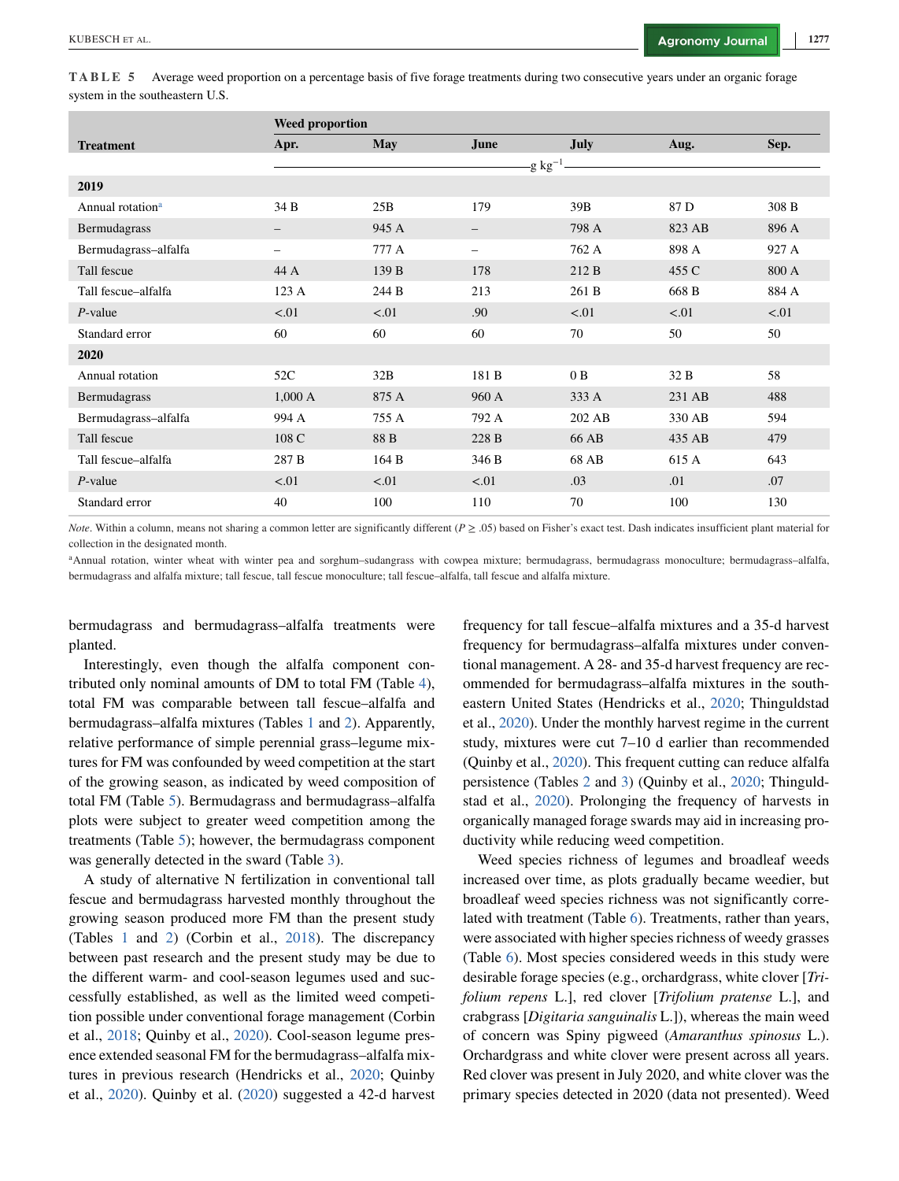**TABLE 5** Average weed proportion on a percentage basis of five forage treatments during two consecutive years under an organic forage system in the southeastern U.S.

| Treatment | Weed proportion | | | | | |
|---|---|---|---|---|---|---|
| | Apr. | May | June | July | Aug. | Sep. |
| | g kg$^{-1}$ | | | | | |
| **2019** | | | | | | |
| Annual rotation[a] | 34 B | 25B | 179 | 39B | 87 D | 308 B |
| Bermudagrass | – | 945 A | – | 798 A | 823 AB | 896 A |
| Bermudagrass–alfalfa | – | 777 A | – | 762 A | 898 A | 927 A |
| Tall fescue | 44 A | 139 B | 178 | 212 B | 455 C | 800 A |
| Tall fescue–alfalfa | 123 A | 244 B | 213 | 261 B | 668 B | 884 A |
| *P*-value | <.01 | <.01 | .90 | <.01 | <.01 | <.01 |
| Standard error | 60 | 60 | 60 | 70 | 50 | 50 |
| **2020** | | | | | | |
| Annual rotation | 52C | 32B | 181 B | 0 B | 32 B | 58 |
| Bermudagrass | 1,000 A | 875 A | 960 A | 333 A | 231 AB | 488 |
| Bermudagrass–alfalfa | 994 A | 755 A | 792 A | 202 AB | 330 AB | 594 |
| Tall fescue | 108 C | 88 B | 228 B | 66 AB | 435 AB | 479 |
| Tall fescue–alfalfa | 287 B | 164 B | 346 B | 68 AB | 615 A | 643 |
| *P*-value | <.01 | <.01 | <.01 | .03 | .01 | .07 |
| Standard error | 40 | 100 | 110 | 70 | 100 | 130 |

*Note*. Within a column, means not sharing a common letter are significantly different ($P \geq .05$) based on Fisher's exact test. Dash indicates insufficient plant material for collection in the designated month.

[a]Annual rotation, winter wheat with winter pea and sorghum–sudangrass with cowpea mixture; bermudagrass, bermudagrass monoculture; bermudagrass–alfalfa, bermudagrass and alfalfa mixture; tall fescue, tall fescue monoculture; tall fescue–alfalfa, tall fescue and alfalfa mixture.

bermudagrass and bermudagrass–alfalfa treatments were planted.

Interestingly, even though the alfalfa component contributed only nominal amounts of DM to total FM (Table 4), total FM was comparable between tall fescue–alfalfa and bermudagrass–alfalfa mixtures (Tables 1 and 2). Apparently, relative performance of simple perennial grass–legume mixtures for FM was confounded by weed competition at the start of the growing season, as indicated by weed composition of total FM (Table 5). Bermudagrass and bermudagrass–alfalfa plots were subject to greater weed competition among the treatments (Table 5); however, the bermudagrass component was generally detected in the sward (Table 3).

A study of alternative N fertilization in conventional tall fescue and bermudagrass harvested monthly throughout the growing season produced more FM than the present study (Tables 1 and 2) (Corbin et al., 2018). The discrepancy between past research and the present study may be due to the different warm- and cool-season legumes used and successfully established, as well as the limited weed competition possible under conventional forage management (Corbin et al., 2018; Quinby et al., 2020). Cool-season legume presence extended seasonal FM for the bermudagrass–alfalfa mixtures in previous research (Hendricks et al., 2020; Quinby et al., 2020). Quinby et al. (2020) suggested a 42-d harvest frequency for tall fescue–alfalfa mixtures and a 35-d harvest frequency for bermudagrass–alfalfa mixtures under conventional management. A 28- and 35-d harvest frequency are recommended for bermudagrass–alfalfa mixtures in the southeastern United States (Hendricks et al., 2020; Thinguldstad et al., 2020). Under the monthly harvest regime in the current study, mixtures were cut 7–10 d earlier than recommended (Quinby et al., 2020). This frequent cutting can reduce alfalfa persistence (Tables 2 and 3) (Quinby et al., 2020; Thinguldstad et al., 2020). Prolonging the frequency of harvests in organically managed forage swards may aid in increasing productivity while reducing weed competition.

Weed species richness of legumes and broadleaf weeds increased over time, as plots gradually became weedier, but broadleaf weed species richness was not significantly correlated with treatment (Table 6). Treatments, rather than years, were associated with higher species richness of weedy grasses (Table 6). Most species considered weeds in this study were desirable forage species (e.g., orchardgrass, white clover [*Trifolium repens* L.], red clover [*Trifolium pratense* L.], and crabgrass [*Digitaria sanguinalis* L.]), whereas the main weed of concern was Spiny pigweed (*Amaranthus spinosus* L.). Orchardgrass and white clover were present across all years. Red clover was present in July 2020, and white clover was the primary species detected in 2020 (data not presented). Weed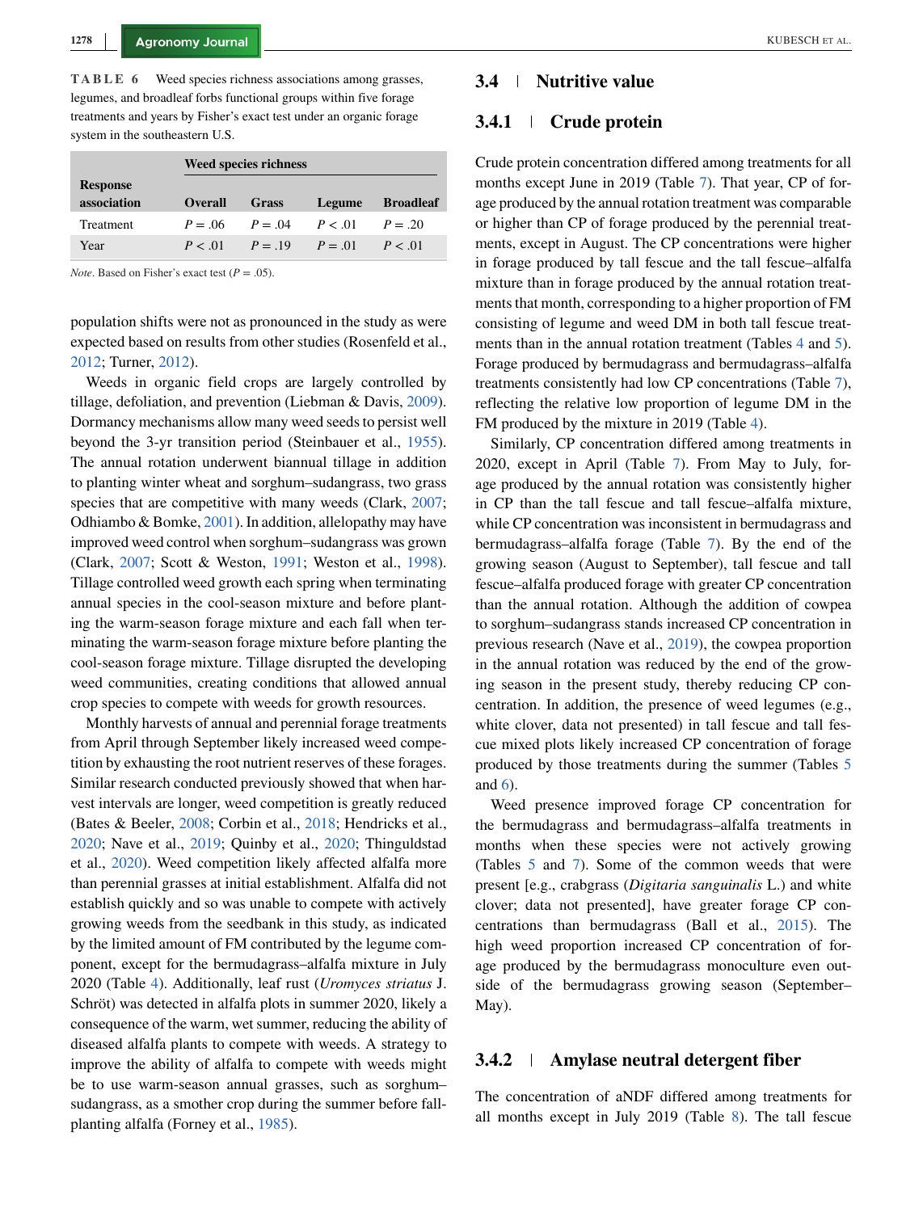**TABLE 6** Weed species richness associations among grasses, legumes, and broadleaf forbs functional groups within five forage treatments and years by Fisher's exact test under an organic forage system in the southeastern U.S.

| Response association | Weed species richness | | | |
|---|---|---|---|---|
| | Overall | Grass | Legume | Broadleaf |
| Treatment | $P = .06$ | $P = .04$ | $P < .01$ | $P = .20$ |
| Year | $P < .01$ | $P = .19$ | $P = .01$ | $P < .01$ |

*Note*. Based on Fisher's exact test ($P = .05$).

population shifts were not as pronounced in the study as were expected based on results from other studies (Rosenfeld et al., 2012; Turner, 2012).

Weeds in organic field crops are largely controlled by tillage, defoliation, and prevention (Liebman & Davis, 2009). Dormancy mechanisms allow many weed seeds to persist well beyond the 3-yr transition period (Steinbauer et al., 1955). The annual rotation underwent biannual tillage in addition to planting winter wheat and sorghum–sudangrass, two grass species that are competitive with many weeds (Clark, 2007; Odhiambo & Bomke, 2001). In addition, allelopathy may have improved weed control when sorghum–sudangrass was grown (Clark, 2007; Scott & Weston, 1991; Weston et al., 1998). Tillage controlled weed growth each spring when terminating annual species in the cool-season mixture and before planting the warm-season forage mixture and each fall when terminating the warm-season forage mixture before planting the cool-season forage mixture. Tillage disrupted the developing weed communities, creating conditions that allowed annual crop species to compete with weeds for growth resources.

Monthly harvests of annual and perennial forage treatments from April through September likely increased weed competition by exhausting the root nutrient reserves of these forages. Similar research conducted previously showed that when harvest intervals are longer, weed competition is greatly reduced (Bates & Beeler, 2008; Corbin et al., 2018; Hendricks et al., 2020; Nave et al., 2019; Quinby et al., 2020; Thinguldstad et al., 2020). Weed competition likely affected alfalfa more than perennial grasses at initial establishment. Alfalfa did not establish quickly and so was unable to compete with actively growing weeds from the seedbank in this study, as indicated by the limited amount of FM contributed by the legume component, except for the bermudagrass–alfalfa mixture in July 2020 (Table 4). Additionally, leaf rust (*Uromyces striatus* J. Schröt) was detected in alfalfa plots in summer 2020, likely a consequence of the warm, wet summer, reducing the ability of diseased alfalfa plants to compete with weeds. A strategy to improve the ability of alfalfa to compete with weeds might be to use warm-season annual grasses, such as sorghum–sudangrass, as a smother crop during the summer before fall-planting alfalfa (Forney et al., 1985).

## 3.4 | Nutritive value

### 3.4.1 | Crude protein

Crude protein concentration differed among treatments for all months except June in 2019 (Table 7). That year, CP of forage produced by the annual rotation treatment was comparable or higher than CP of forage produced by the perennial treatments, except in August. The CP concentrations were higher in forage produced by tall fescue and the tall fescue–alfalfa mixture than in forage produced by the annual rotation treatments that month, corresponding to a higher proportion of FM consisting of legume and weed DM in both tall fescue treatments than in the annual rotation treatment (Tables 4 and 5). Forage produced by bermudagrass and bermudagrass–alfalfa treatments consistently had low CP concentrations (Table 7), reflecting the relative low proportion of legume DM in the FM produced by the mixture in 2019 (Table 4).

Similarly, CP concentration differed among treatments in 2020, except in April (Table 7). From May to July, forage produced by the annual rotation was consistently higher in CP than the tall fescue and tall fescue–alfalfa mixture, while CP concentration was inconsistent in bermudagrass and bermudagrass–alfalfa forage (Table 7). By the end of the growing season (August to September), tall fescue and tall fescue–alfalfa produced forage with greater CP concentration than the annual rotation. Although the addition of cowpea to sorghum–sudangrass stands increased CP concentration in previous research (Nave et al., 2019), the cowpea proportion in the annual rotation was reduced by the end of the growing season in the present study, thereby reducing CP concentration. In addition, the presence of weed legumes (e.g., white clover, data not presented) in tall fescue and tall fescue mixed plots likely increased CP concentration of forage produced by those treatments during the summer (Tables 5 and 6).

Weed presence improved forage CP concentration for the bermudagrass and bermudagrass–alfalfa treatments in months when these species were not actively growing (Tables 5 and 7). Some of the common weeds that were present [e.g., crabgrass (*Digitaria sanguinalis* L.) and white clover; data not presented], have greater forage CP concentrations than bermudagrass (Ball et al., 2015). The high weed proportion increased CP concentration of forage produced by the bermudagrass monoculture even outside of the bermudagrass growing season (September–May).

### 3.4.2 | Amylase neutral detergent fiber

The concentration of aNDF differed among treatments for all months except in July 2019 (Table 8). The tall fescue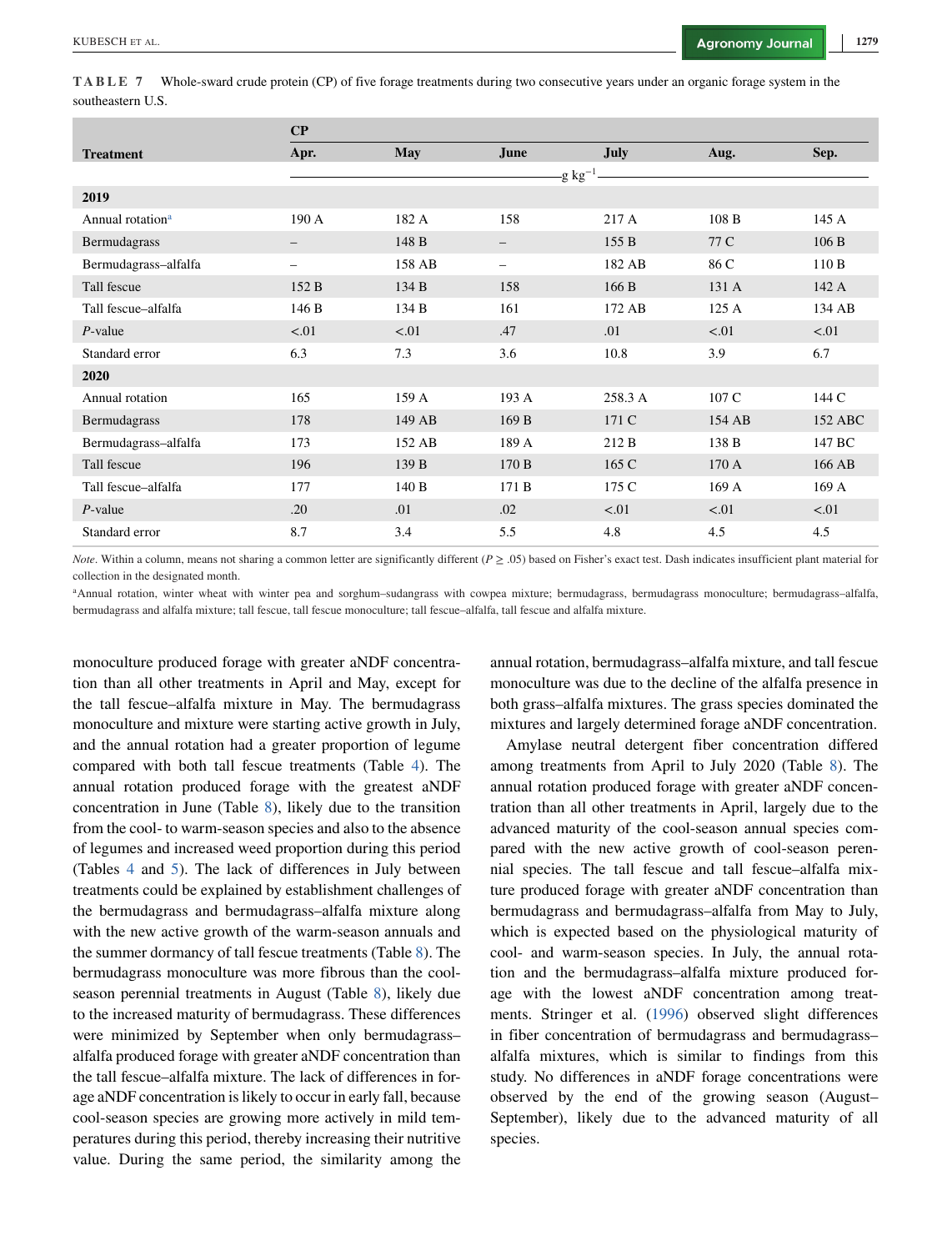**TABLE 7** Whole-sward crude protein (CP) of five forage treatments during two consecutive years under an organic forage system in the southeastern U.S.

| Treatment | CP Apr. | May | June | July | Aug. | Sep. |
|---|---|---|---|---|---|---|
| | g kg$^{-1}$ | | | | | |
| **2019** | | | | | | |
| Annual rotation[a] | 190 A | 182 A | 158 | 217 A | 108 B | 145 A |
| Bermudagrass | – | 148 B | – | 155 B | 77 C | 106 B |
| Bermudagrass–alfalfa | – | 158 AB | – | 182 AB | 86 C | 110 B |
| Tall fescue | 152 B | 134 B | 158 | 166 B | 131 A | 142 A |
| Tall fescue–alfalfa | 146 B | 134 B | 161 | 172 AB | 125 A | 134 AB |
| *P*-value | <.01 | <.01 | .47 | .01 | <.01 | <.01 |
| Standard error | 6.3 | 7.3 | 3.6 | 10.8 | 3.9 | 6.7 |
| **2020** | | | | | | |
| Annual rotation | 165 | 159 A | 193 A | 258.3 A | 107 C | 144 C |
| Bermudagrass | 178 | 149 AB | 169 B | 171 C | 154 AB | 152 ABC |
| Bermudagrass–alfalfa | 173 | 152 AB | 189 A | 212 B | 138 B | 147 BC |
| Tall fescue | 196 | 139 B | 170 B | 165 C | 170 A | 166 AB |
| Tall fescue–alfalfa | 177 | 140 B | 171 B | 175 C | 169 A | 169 A |
| *P*-value | .20 | .01 | .02 | <.01 | <.01 | <.01 |
| Standard error | 8.7 | 3.4 | 5.5 | 4.8 | 4.5 | 4.5 |

*Note*. Within a column, means not sharing a common letter are significantly different ($P \geq .05$) based on Fisher's exact test. Dash indicates insufficient plant material for collection in the designated month.

[a]Annual rotation, winter wheat with winter pea and sorghum–sudangrass with cowpea mixture; bermudagrass, bermudagrass monoculture; bermudagrass–alfalfa, bermudagrass and alfalfa mixture; tall fescue, tall fescue monoculture; tall fescue–alfalfa, tall fescue and alfalfa mixture.

monoculture produced forage with greater aNDF concentration than all other treatments in April and May, except for the tall fescue–alfalfa mixture in May. The bermudagrass monoculture and mixture were starting active growth in July, and the annual rotation had a greater proportion of legume compared with both tall fescue treatments (Table 4). The annual rotation produced forage with the greatest aNDF concentration in June (Table 8), likely due to the transition from the cool- to warm-season species and also to the absence of legumes and increased weed proportion during this period (Tables 4 and 5). The lack of differences in July between treatments could be explained by establishment challenges of the bermudagrass and bermudagrass–alfalfa mixture along with the new active growth of the warm-season annuals and the summer dormancy of tall fescue treatments (Table 8). The bermudagrass monoculture was more fibrous than the cool-season perennial treatments in August (Table 8), likely due to the increased maturity of bermudagrass. These differences were minimized by September when only bermudagrass–alfalfa produced forage with greater aNDF concentration than the tall fescue–alfalfa mixture. The lack of differences in forage aNDF concentration is likely to occur in early fall, because cool-season species are growing more actively in mild temperatures during this period, thereby increasing their nutritive value. During the same period, the similarity among the annual rotation, bermudagrass–alfalfa mixture, and tall fescue monoculture was due to the decline of the alfalfa presence in both grass–alfalfa mixtures. The grass species dominated the mixtures and largely determined forage aNDF concentration.

Amylase neutral detergent fiber concentration differed among treatments from April to July 2020 (Table 8). The annual rotation produced forage with greater aNDF concentration than all other treatments in April, largely due to the advanced maturity of the cool-season annual species compared with the new active growth of cool-season perennial species. The tall fescue and tall fescue–alfalfa mixture produced forage with greater aNDF concentration than bermudagrass and bermudagrass–alfalfa from May to July, which is expected based on the physiological maturity of cool- and warm-season species. In July, the annual rotation and the bermudagrass–alfalfa mixture produced forage with the lowest aNDF concentration among treatments. Stringer et al. (1996) observed slight differences in fiber concentration of bermudagrass and bermudagrass–alfalfa mixtures, which is similar to findings from this study. No differences in aNDF forage concentrations were observed by the end of the growing season (August–September), likely due to the advanced maturity of all species.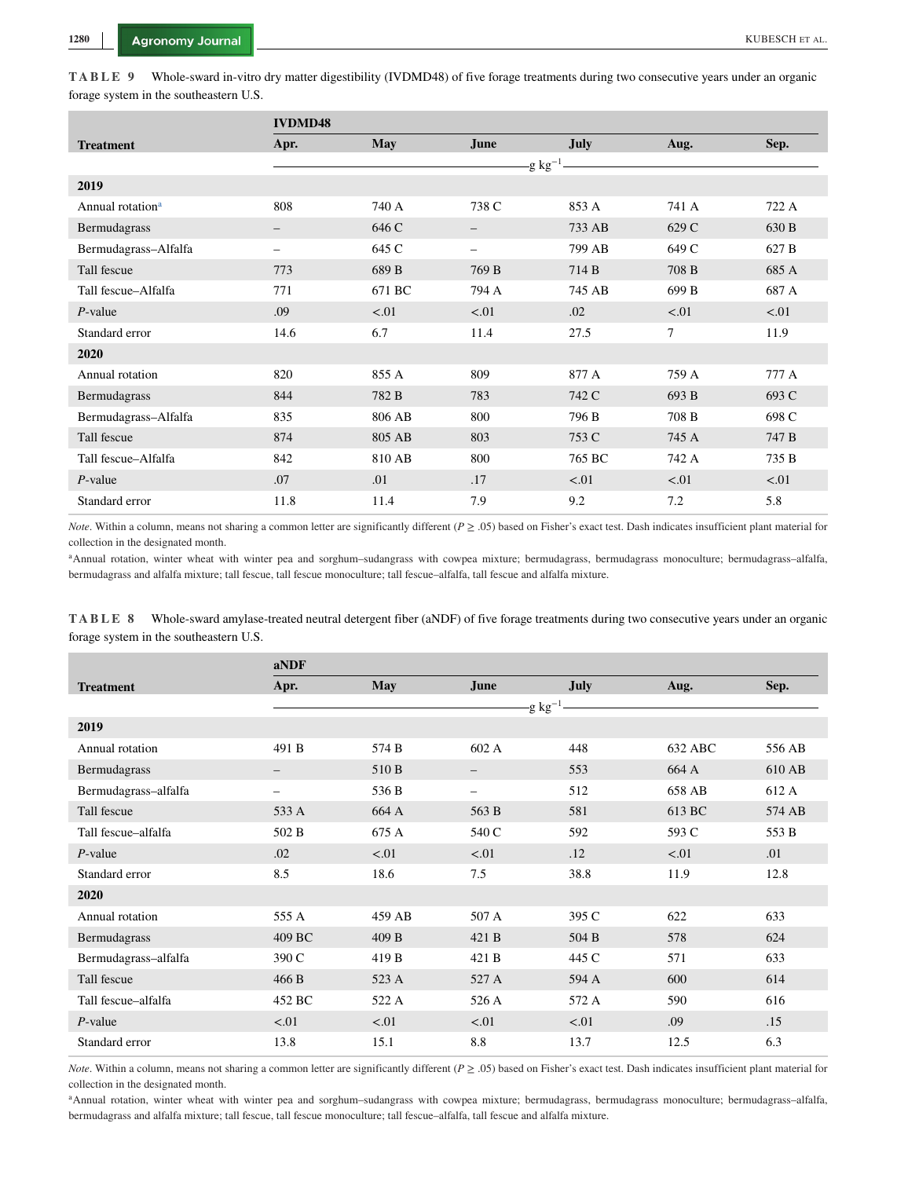**TABLE 9** Whole-sward in-vitro dry matter digestibility (IVDMD48) of five forage treatments during two consecutive years under an organic forage system in the southeastern U.S.

| Treatment | IVDMD48 Apr. | May | June | July | Aug. | Sep. |
|---|---|---|---|---|---|---|
| | g kg$^{-1}$ | | | | | |
| **2019** | | | | | | |
| Annual rotation[a] | 808 | 740 A | 738 C | 853 A | 741 A | 722 A |
| Bermudagrass | – | 646 C | – | 733 AB | 629 C | 630 B |
| Bermudagrass–Alfalfa | – | 645 C | – | 799 AB | 649 C | 627 B |
| Tall fescue | 773 | 689 B | 769 B | 714 B | 708 B | 685 A |
| Tall fescue–Alfalfa | 771 | 671 BC | 794 A | 745 AB | 699 B | 687 A |
| *P*-value | .09 | <.01 | <.01 | .02 | <.01 | <.01 |
| Standard error | 14.6 | 6.7 | 11.4 | 27.5 | 7 | 11.9 |
| **2020** | | | | | | |
| Annual rotation | 820 | 855 A | 809 | 877 A | 759 A | 777 A |
| Bermudagrass | 844 | 782 B | 783 | 742 C | 693 B | 693 C |
| Bermudagrass–Alfalfa | 835 | 806 AB | 800 | 796 B | 708 B | 698 C |
| Tall fescue | 874 | 805 AB | 803 | 753 C | 745 A | 747 B |
| Tall fescue–Alfalfa | 842 | 810 AB | 800 | 765 BC | 742 A | 735 B |
| *P*-value | .07 | .01 | .17 | <.01 | <.01 | <.01 |
| Standard error | 11.8 | 11.4 | 7.9 | 9.2 | 7.2 | 5.8 |

*Note*. Within a column, means not sharing a common letter are significantly different ($P \geq .05$) based on Fisher's exact test. Dash indicates insufficient plant material for collection in the designated month.

[a]Annual rotation, winter wheat with winter pea and sorghum–sudangrass with cowpea mixture; bermudagrass, bermudagrass monoculture; bermudagrass–alfalfa, bermudagrass and alfalfa mixture; tall fescue, tall fescue monoculture; tall fescue–alfalfa, tall fescue and alfalfa mixture.

**TABLE 8** Whole-sward amylase-treated neutral detergent fiber (aNDF) of five forage treatments during two consecutive years under an organic forage system in the southeastern U.S.

| Treatment | aNDF Apr. | May | June | July | Aug. | Sep. |
|---|---|---|---|---|---|---|
| | g kg$^{-1}$ | | | | | |
| **2019** | | | | | | |
| Annual rotation | 491 B | 574 B | 602 A | 448 | 632 ABC | 556 AB |
| Bermudagrass | – | 510 B | – | 553 | 664 A | 610 AB |
| Bermudagrass–alfalfa | – | 536 B | – | 512 | 658 AB | 612 A |
| Tall fescue | 533 A | 664 A | 563 B | 581 | 613 BC | 574 AB |
| Tall fescue–alfalfa | 502 B | 675 A | 540 C | 592 | 593 C | 553 B |
| *P*-value | .02 | <.01 | <.01 | .12 | <.01 | .01 |
| Standard error | 8.5 | 18.6 | 7.5 | 38.8 | 11.9 | 12.8 |
| **2020** | | | | | | |
| Annual rotation | 555 A | 459 AB | 507 A | 395 C | 622 | 633 |
| Bermudagrass | 409 BC | 409 B | 421 B | 504 B | 578 | 624 |
| Bermudagrass–alfalfa | 390 C | 419 B | 421 B | 445 C | 571 | 633 |
| Tall fescue | 466 B | 523 A | 527 A | 594 A | 600 | 614 |
| Tall fescue–alfalfa | 452 BC | 522 A | 526 A | 572 A | 590 | 616 |
| *P*-value | <.01 | <.01 | <.01 | <.01 | .09 | .15 |
| Standard error | 13.8 | 15.1 | 8.8 | 13.7 | 12.5 | 6.3 |

*Note*. Within a column, means not sharing a common letter are significantly different ($P \geq .05$) based on Fisher's exact test. Dash indicates insufficient plant material for collection in the designated month.

[a]Annual rotation, winter wheat with winter pea and sorghum–sudangrass with cowpea mixture; bermudagrass, bermudagrass monoculture; bermudagrass–alfalfa, bermudagrass and alfalfa mixture; tall fescue, tall fescue monoculture; tall fescue–alfalfa, tall fescue and alfalfa mixture.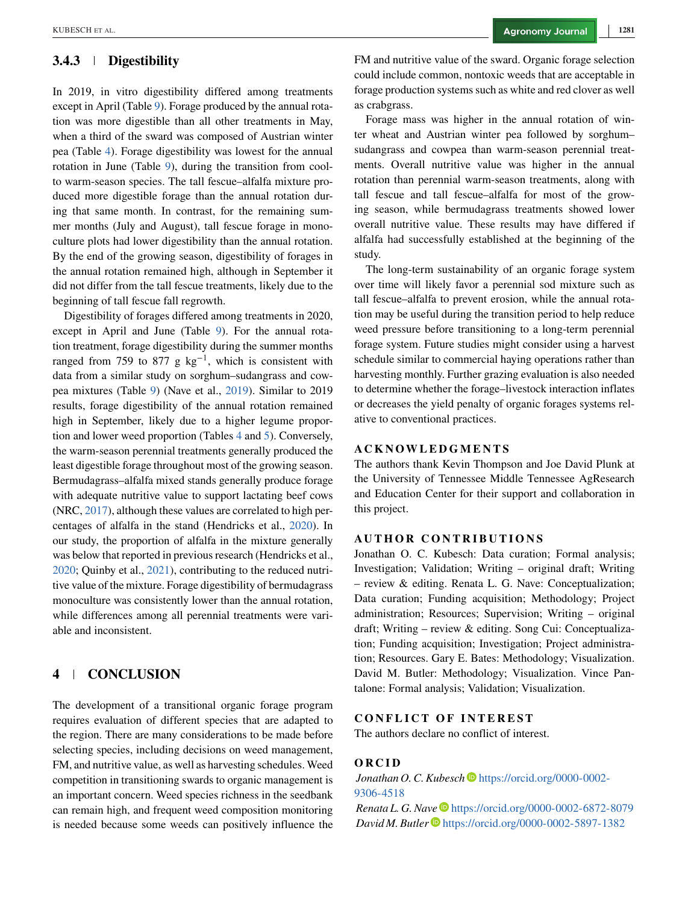### 3.4.3 | Digestibility

In 2019, in vitro digestibility differed among treatments except in April (Table 9). Forage produced by the annual rotation was more digestible than all other treatments in May, when a third of the sward was composed of Austrian winter pea (Table 4). Forage digestibility was lowest for the annual rotation in June (Table 9), during the transition from cool- to warm-season species. The tall fescue–alfalfa mixture produced more digestible forage than the annual rotation during that same month. In contrast, for the remaining summer months (July and August), tall fescue forage in monoculture plots had lower digestibility than the annual rotation. By the end of the growing season, digestibility of forages in the annual rotation remained high, although in September it did not differ from the tall fescue treatments, likely due to the beginning of tall fescue fall regrowth.

Digestibility of forages differed among treatments in 2020, except in April and June (Table 9). For the annual rotation treatment, forage digestibility during the summer months ranged from 759 to 877 g kg$^{-1}$, which is consistent with data from a similar study on sorghum–sudangrass and cowpea mixtures (Table 9) (Nave et al., 2019). Similar to 2019 results, forage digestibility of the annual rotation remained high in September, likely due to a higher legume proportion and lower weed proportion (Tables 4 and 5). Conversely, the warm-season perennial treatments generally produced the least digestible forage throughout most of the growing season. Bermudagrass–alfalfa mixed stands generally produce forage with adequate nutritive value to support lactating beef cows (NRC, 2017), although these values are correlated to high percentages of alfalfa in the stand (Hendricks et al., 2020). In our study, the proportion of alfalfa in the mixture generally was below that reported in previous research (Hendricks et al., 2020; Quinby et al., 2021), contributing to the reduced nutritive value of the mixture. Forage digestibility of bermudagrass monoculture was consistently lower than the annual rotation, while differences among all perennial treatments were variable and inconsistent.

## 4 | CONCLUSION

The development of a transitional organic forage program requires evaluation of different species that are adapted to the region. There are many considerations to be made before selecting species, including decisions on weed management, FM, and nutritive value, as well as harvesting schedules. Weed competition in transitioning swards to organic management is an important concern. Weed species richness in the seedbank can remain high, and frequent weed composition monitoring is needed because some weeds can positively influence the FM and nutritive value of the sward. Organic forage selection could include common, nontoxic weeds that are acceptable in forage production systems such as white and red clover as well as crabgrass.

Forage mass was higher in the annual rotation of winter wheat and Austrian winter pea followed by sorghum–sudangrass and cowpea than warm-season perennial treatments. Overall nutritive value was higher in the annual rotation than perennial warm-season treatments, along with tall fescue and tall fescue–alfalfa for most of the growing season, while bermudagrass treatments showed lower overall nutritive value. These results may have differed if alfalfa had successfully established at the beginning of the study.

The long-term sustainability of an organic forage system over time will likely favor a perennial sod mixture such as tall fescue–alfalfa to prevent erosion, while the annual rotation may be useful during the transition period to help reduce weed pressure before transitioning to a long-term perennial forage system. Future studies might consider using a harvest schedule similar to commercial haying operations rather than harvesting monthly. Further grazing evaluation is also needed to determine whether the forage–livestock interaction inflates or decreases the yield penalty of organic forages systems relative to conventional practices.

## ACKNOWLEDGMENTS

The authors thank Kevin Thompson and Joe David Plunk at the University of Tennessee Middle Tennessee AgResearch and Education Center for their support and collaboration in this project.

## AUTHOR CONTRIBUTIONS

Jonathan O. C. Kubesch: Data curation; Formal analysis; Investigation; Validation; Writing – original draft; Writing – review & editing. Renata L. G. Nave: Conceptualization; Data curation; Funding acquisition; Methodology; Project administration; Resources; Supervision; Writing – original draft; Writing – review & editing. Song Cui: Conceptualization; Funding acquisition; Investigation; Project administration; Resources. Gary E. Bates: Methodology; Visualization. David M. Butler: Methodology; Visualization. Vince Pantalone: Formal analysis; Validation; Visualization.

## CONFLICT OF INTEREST

The authors declare no conflict of interest.

## ORCID

*Jonathan O. C. Kubesch* https://orcid.org/0000-0002-9306-4518
*Renata L. G. Nave* https://orcid.org/0000-0002-6872-8079
*David M. Butler* https://orcid.org/0000-0002-5897-1382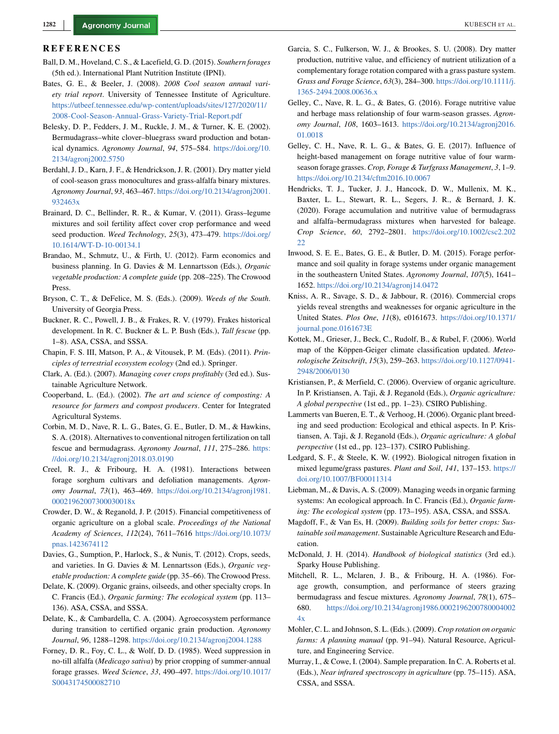## REFERENCES

Ball, D. M., Hoveland, C. S., & Lacefield, G. D. (2015). *Southern forages* (5th ed.). International Plant Nutrition Institute (IPNI).

Bates, G. E., & Beeler, J. (2008). *2008 Cool season annual variety trial report*. University of Tennessee Institute of Agriculture. https://utbeef.tennessee.edu/wp-content/uploads/sites/127/2020/11/2008-Cool-Season-Annual-Grass-Variety-Trial-Report.pdf

Belesky, D. P., Fedders, J. M., Ruckle, J. M., & Turner, K. E. (2002). Bermudagrass–white clover–bluegrass sward production and botanical dynamics. *Agronomy Journal*, *94*, 575–584. https://doi.org/10.2134/agronj2002.5750

Berdahl, J. D., Karn, J. F., & Hendrickson, J. R. (2001). Dry matter yield of cool-season grass monocultures and grass-alfalfa binary mixtures. *Agronomy Journal*, *93*, 463–467. https://doi.org/10.2134/agronj2001.932463x

Brainard, D. C., Bellinder, R. R., & Kumar, V. (2011). Grass–legume mixtures and soil fertility affect cover crop performance and weed seed production. *Weed Technology*, *25*(3), 473–479. https://doi.org/10.1614/WT-D-10-00134.1

Brandao, M., Schmutz, U., & Firth, U. (2012). Farm economics and business planning. In G. Davies & M. Lennartsson (Eds.), *Organic vegetable production: A complete guide* (pp. 208–225). The Crowood Press.

Bryson, C. T., & DeFelice, M. S. (Eds.). (2009). *Weeds of the South*. University of Georgia Press.

Buckner, R. C., Powell, J. B., & Frakes, R. V. (1979). Frakes historical development. In R. C. Buckner & L. P. Bush (Eds.), *Tall fescue* (pp. 1–8). ASA, CSSA, and SSSA.

Chapin, F. S. III, Matson, P. A., & Vitousek, P. M. (Eds). (2011). *Principles of terrestrial ecosystem ecology* (2nd ed.). Springer.

Clark, A. (Ed.). (2007). *Managing cover crops profitably* (3rd ed.). Sustainable Agriculture Network.

Cooperband, L. (Ed.). (2002). *The art and science of composting: A resource for farmers and compost producers*. Center for Integrated Agricultural Systems.

Corbin, M. D., Nave, R. L. G., Bates, G. E., Butler, D. M., & Hawkins, S. A. (2018). Alternatives to conventional nitrogen fertilization on tall fescue and bermudagrass. *Agronomy Journal*, *111*, 275–286. https://doi.org/10.2134/agronj2018.03.0190

Creel, R. J., & Fribourg, H. A. (1981). Interactions between forage sorghum cultivars and defoliation managements. *Agronomy Journal*, *73*(1), 463–469. https://doi.org/10.2134/agronj1981.00021962007300030018x

Crowder, D. W., & Reganold, J. P. (2015). Financial competitiveness of organic agriculture on a global scale. *Proceedings of the National Academy of Sciences*, *112*(24), 7611–7616 https://doi.org/10.1073/pnas.1423674112

Davies, G., Sumption, P., Harlock, S., & Nunis, T. (2012). Crops, seeds, and varieties. In G. Davies & M. Lennartsson (Eds.), *Organic vegetable production: A complete guide* (pp. 35–66). The Crowood Press.

Delate, K. (2009). Organic grains, oilseeds, and other specialty crops. In C. Francis (Ed.), *Organic farming: The ecological system* (pp. 113–136). ASA, CSSA, and SSSA.

Delate, K., & Cambardella, C. A. (2004). Agroecosystem performance during transition to certified organic grain production. *Agronomy Journal*, *96*, 1288–1298. https://doi.org/10.2134/agronj2004.1288

Forney, D. R., Foy, C. L., & Wolf, D. D. (1985). Weed suppression in no-till alfalfa (*Medicago sativa*) by prior cropping of summer-annual forage grasses. *Weed Science*, *33*, 490–497. https://doi.org/10.1017/S0043174500082710

Garcia, S. C., Fulkerson, W. J., & Brookes, S. U. (2008). Dry matter production, nutritive value, and efficiency of nutrient utilization of a complementary forage rotation compared with a grass pasture system. *Grass and Forage Science*, *63*(3), 284–300. https://doi.org/10.1111/j.1365-2494.2008.00636.x

Gelley, C., Nave, R. L. G., & Bates, G. (2016). Forage nutritive value and herbage mass relationship of four warm-season grasses. *Agronomy Journal*, *108*, 1603–1613. https://doi.org/10.2134/agronj2016.01.0018

Gelley, C. H., Nave, R. L. G., & Bates, G. E. (2017). Influence of height-based management on forage nutritive value of four warm-season forage grasses. *Crop, Forage & Turfgrass Management*, *3*, 1–9. https://doi.org/10.2134/cftm2016.10.0067

Hendricks, T. J., Tucker, J. J., Hancock, D. W., Mullenix, M. K., Baxter, L. L., Stewart, R. L., Segers, J. R., & Bernard, J. K. (2020). Forage accumulation and nutritive value of bermudagrass and alfalfa–bermudagrass mixtures when harvested for baleage. *Crop Science*, *60*, 2792–2801. https://doi.org/10.1002/csc2.20222

Inwood, S. E. E., Bates, G. E., & Butler, D. M. (2015). Forage performance and soil quality in forage systems under organic management in the southeastern United States. *Agronomy Journal*, *107*(5), 1641–1652. https://doi.org/10.2134/agronj14.0472

Kniss, A. R., Savage, S. D., & Jabbour, R. (2016). Commercial crops yields reveal strengths and weaknesses for organic agriculture in the United States. *Plos One*, *11*(8), e0161673. https://doi.org/10.1371/journal.pone.0161673E

Kottek, M., Grieser, J., Beck, C., Rudolf, B., & Rubel, F. (2006). World map of the Köppen-Geiger climate classification updated. *Meteorologische Zeitschrift*, *15*(3), 259–263. https://doi.org/10.1127/0941-2948/2006/0130

Kristiansen, P., & Merfield, C. (2006). Overview of organic agriculture. In P. Kristiansen, A. Taji, & J. Reganold (Eds.), *Organic agriculture: A global perspective* (1st ed., pp. 1–23). CSIRO Publishing.

Lammerts van Bueren, E. T., & Verhoog, H. (2006). Organic plant breeding and seed production: Ecological and ethical aspects. In P. Kristiansen, A. Taji, & J. Reganold (Eds.), *Organic agriculture: A global perspective* (1st ed., pp. 123–137). CSIRO Publishing.

Ledgard, S. F., & Steele, K. W. (1992). Biological nitrogen fixation in mixed legume/grass pastures. *Plant and Soil*, *141*, 137–153. https://doi.org/10.1007/BF00011314

Liebman, M., & Davis, A. S. (2009). Managing weeds in organic farming systems: An ecological approach. In C. Francis (Ed.), *Organic farming: The ecological system* (pp. 173–195). ASA, CSSA, and SSSA.

Magdoff, F., & Van Es, H. (2009). *Building soils for better crops: Sustainable soil management*. Sustainable Agriculture Research and Education.

McDonald, J. H. (2014). *Handbook of biological statistics* (3rd ed.). Sparky House Publishing.

Mitchell, R. L., Mclaren, J. B., & Fribourg, H. A. (1986). Forage growth, consumption, and performance of steers grazing bermudagrass and fescue mixtures. *Agronomy Journal*, *78*(1), 675–680. https://doi.org/10.2134/agronj1986.00021962007800040024x

Mohler, C. L. and Johnson, S. L. (Eds.). (2009). *Crop rotation on organic farms: A planning manual* (pp. 91–94). Natural Resource, Agriculture, and Engineering Service.

Murray, I., & Cowe, I. (2004). Sample preparation. In C. A. Roberts et al. (Eds.), *Near infrared spectroscopy in agriculture* (pp. 75–115). ASA, CSSA, and SSSA.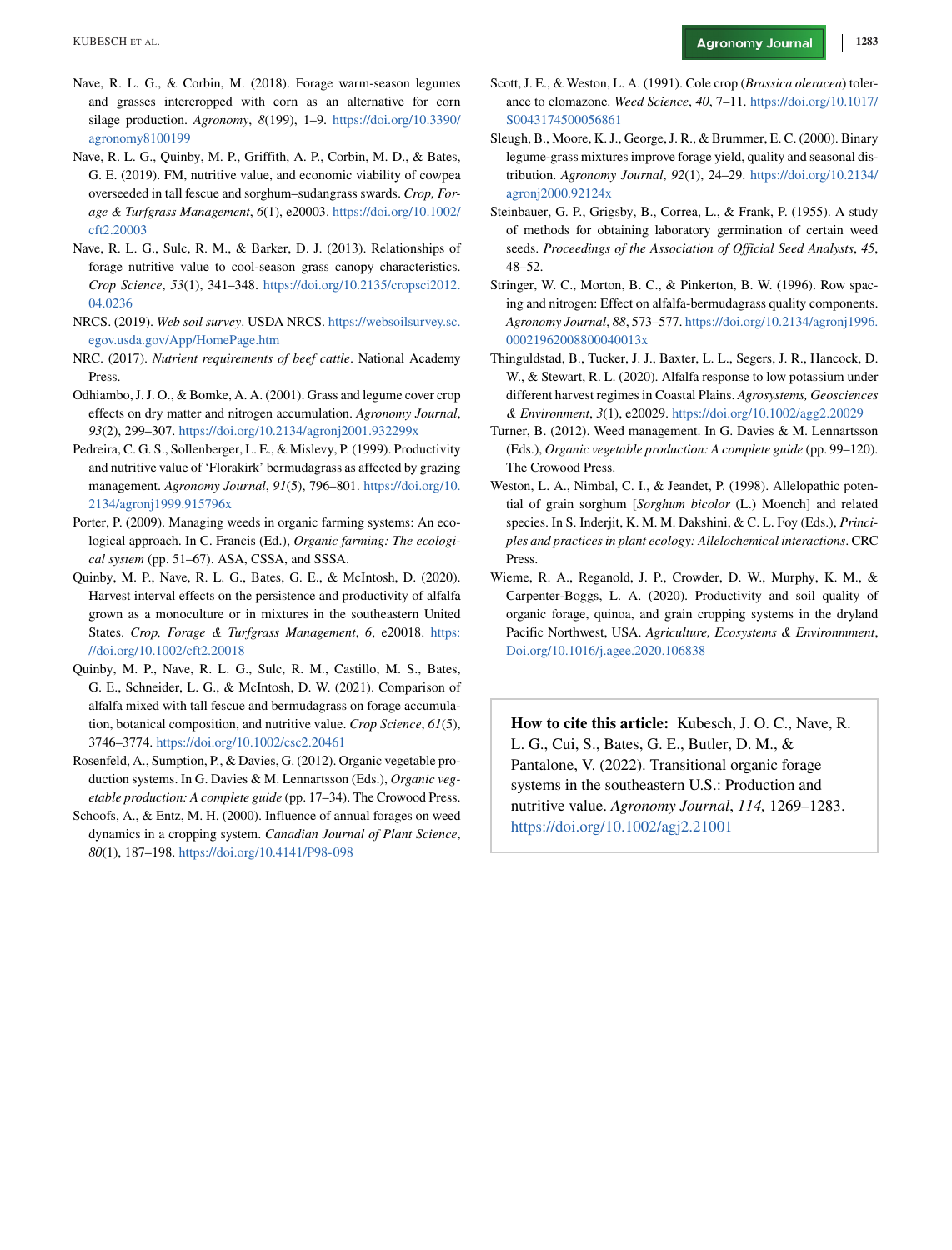Nave, R. L. G., & Corbin, M. (2018). Forage warm-season legumes and grasses intercropped with corn as an alternative for corn silage production. *Agronomy*, *8*(199), 1–9. https://doi.org/10.3390/agronomy8100199

Nave, R. L. G., Quinby, M. P., Griffith, A. P., Corbin, M. D., & Bates, G. E. (2019). FM, nutritive value, and economic viability of cowpea overseeded in tall fescue and sorghum–sudangrass swards. *Crop, Forage & Turfgrass Management*, *6*(1), e20003. https://doi.org/10.1002/cft2.20003

Nave, R. L. G., Sulc, R. M., & Barker, D. J. (2013). Relationships of forage nutritive value to cool-season grass canopy characteristics. *Crop Science*, *53*(1), 341–348. https://doi.org/10.2135/cropsci2012.04.0236

NRCS. (2019). *Web soil survey*. USDA NRCS. https://websoilsurvey.sc.egov.usda.gov/App/HomePage.htm

NRC. (2017). *Nutrient requirements of beef cattle*. National Academy Press.

Odhiambo, J. J. O., & Bomke, A. A. (2001). Grass and legume cover crop effects on dry matter and nitrogen accumulation. *Agronomy Journal*, *93*(2), 299–307. https://doi.org/10.2134/agronj2001.932299x

Pedreira, C. G. S., Sollenberger, L. E., & Mislevy, P. (1999). Productivity and nutritive value of 'Florakirk' bermudagrass as affected by grazing management. *Agronomy Journal*, *91*(5), 796–801. https://doi.org/10.2134/agronj1999.915796x

Porter, P. (2009). Managing weeds in organic farming systems: An ecological approach. In C. Francis (Ed.), *Organic farming: The ecological system* (pp. 51–67). ASA, CSSA, and SSSA.

Quinby, M. P., Nave, R. L. G., Bates, G. E., & McIntosh, D. (2020). Harvest interval effects on the persistence and productivity of alfalfa grown as a monoculture or in mixtures in the southeastern United States. *Crop, Forage & Turfgrass Management*, *6*, e20018. https://doi.org/10.1002/cft2.20018

Quinby, M. P., Nave, R. L. G., Sulc, R. M., Castillo, M. S., Bates, G. E., Schneider, L. G., & McIntosh, D. W. (2021). Comparison of alfalfa mixed with tall fescue and bermudagrass on forage accumulation, botanical composition, and nutritive value. *Crop Science*, *61*(5), 3746–3774. https://doi.org/10.1002/csc2.20461

Rosenfeld, A., Sumption, P., & Davies, G. (2012). Organic vegetable production systems. In G. Davies & M. Lennartsson (Eds.), *Organic vegetable production: A complete guide* (pp. 17–34). The Crowood Press.

Schoofs, A., & Entz, M. H. (2000). Influence of annual forages on weed dynamics in a cropping system. *Canadian Journal of Plant Science*, *80*(1), 187–198. https://doi.org/10.4141/P98-098

Scott, J. E., & Weston, L. A. (1991). Cole crop (*Brassica oleracea*) tolerance to clomazone. *Weed Science*, *40*, 7–11. https://doi.org/10.1017/S0043174500056861

Sleugh, B., Moore, K. J., George, J. R., & Brummer, E. C. (2000). Binary legume-grass mixtures improve forage yield, quality and seasonal distribution. *Agronomy Journal*, *92*(1), 24–29. https://doi.org/10.2134/agronj2000.92124x

Steinbauer, G. P., Grigsby, B., Correa, L., & Frank, P. (1955). A study of methods for obtaining laboratory germination of certain weed seeds. *Proceedings of the Association of Official Seed Analysts*, *45*, 48–52.

Stringer, W. C., Morton, B. C., & Pinkerton, B. W. (1996). Row spacing and nitrogen: Effect on alfalfa-bermudagrass quality components. *Agronomy Journal*, *88*, 573–577. https://doi.org/10.2134/agronj1996.00021962008800040013x

Thinguldstad, B., Tucker, J. J., Baxter, L. L., Segers, J. R., Hancock, D. W., & Stewart, R. L. (2020). Alfalfa response to low potassium under different harvest regimes in Coastal Plains. *Agrosystems, Geosciences & Environment*, *3*(1), e20029. https://doi.org/10.1002/agg2.20029

Turner, B. (2012). Weed management. In G. Davies & M. Lennartsson (Eds.), *Organic vegetable production: A complete guide* (pp. 99–120). The Crowood Press.

Weston, L. A., Nimbal, C. I., & Jeandet, P. (1998). Allelopathic potential of grain sorghum [*Sorghum bicolor* (L.) Moench] and related species. In S. Inderjit, K. M. M. Dakshini, & C. L. Foy (Eds.), *Principles and practices in plant ecology: Allelochemical interactions*. CRC Press.

Wieme, R. A., Reganold, J. P., Crowder, D. W., Murphy, K. M., & Carpenter-Boggs, L. A. (2020). Productivity and soil quality of organic forage, quinoa, and grain cropping systems in the dryland Pacific Northwest, USA. *Agriculture, Ecosystems & Environmment*, Doi.org/10.1016/j.agee.2020.106838

**How to cite this article:** Kubesch, J. O. C., Nave, R. L. G., Cui, S., Bates, G. E., Butler, D. M., & Pantalone, V. (2022). Transitional organic forage systems in the southeastern U.S.: Production and nutritive value. *Agronomy Journal*, *114,* 1269–1283. https://doi.org/10.1002/agj2.21001